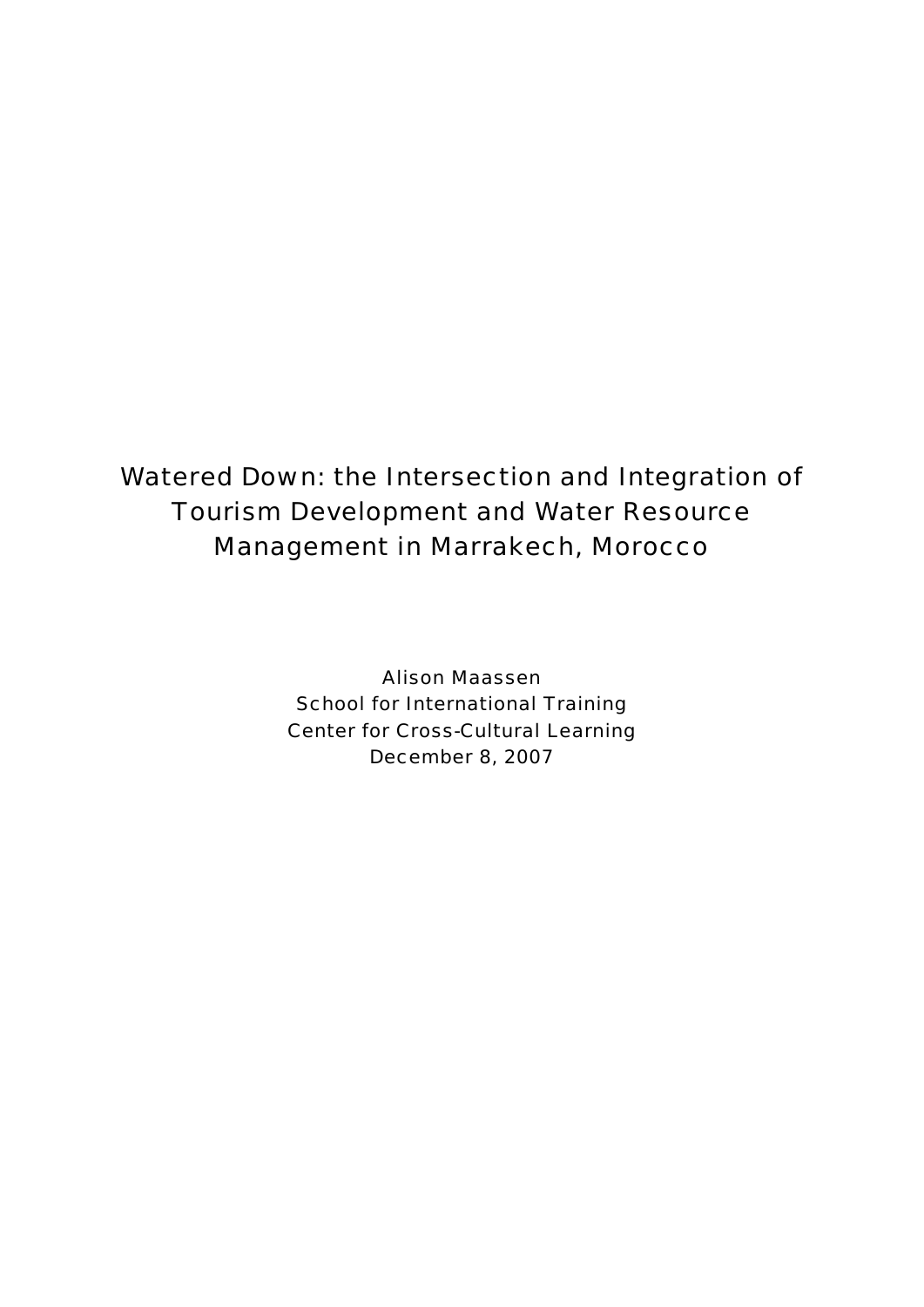# Watered Down: the Intersection and Integration of Tourism Development and Water Resource Management in Marrakech, Morocco

Alison Maassen
School for International Training
Center for Cross-Cultural Learning
December 8, 2007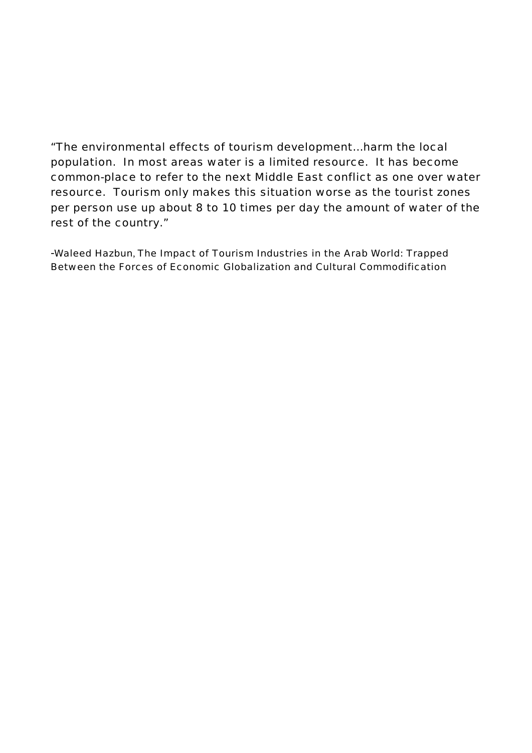"The environmental effects of tourism development...harm the local population. In most areas water is a limited resource. It has become common-place to refer to the next Middle East conflict as one over water resource. Tourism only makes this situation worse as the tourist zones per person use up about 8 to 10 times per day the amount of water of the rest of the country."

-Waleed Hazbun, The Impact of Tourism Industries in the Arab World: Trapped Between the Forces of Economic Globalization and Cultural Commodification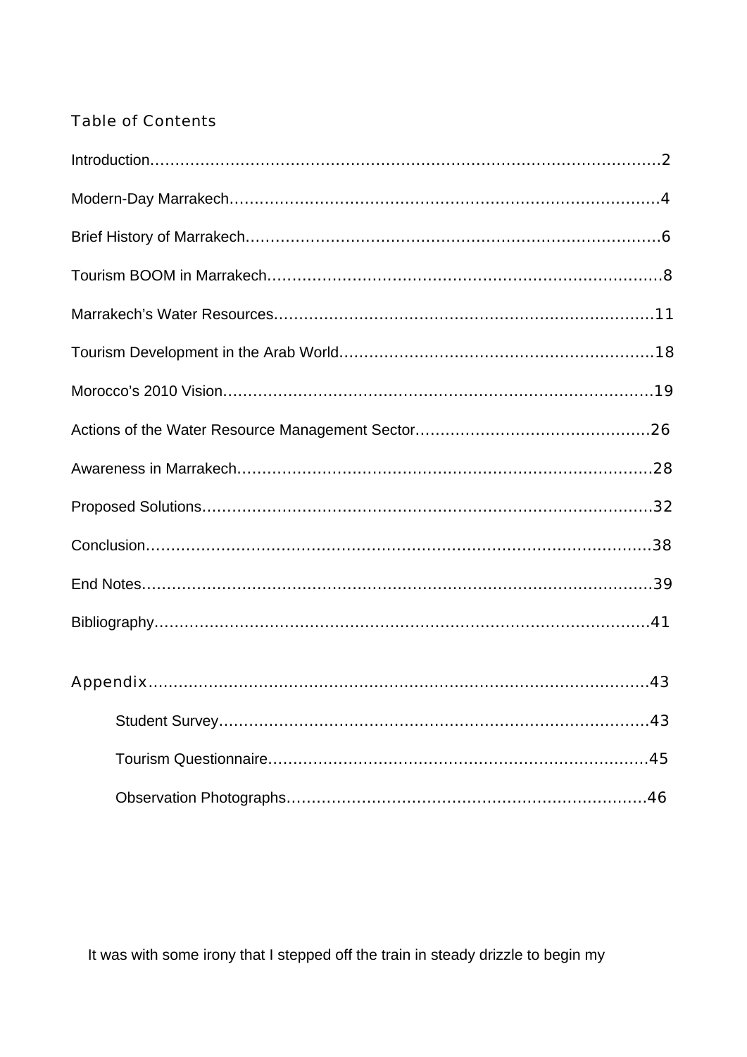## Table of Contents

Introduction…………………………………………………………………………………………2

Modern-Day Marrakech……………………………………………………………………………4

Brief History of Marrakech…………………………………………………………………………6

Tourism BOOM in Marrakech………………………………………………………………………8

Marrakech's Water Resources……………………………………………………………………11

Tourism Development in the Arab World…………………………………………………………18

Morocco's 2010 Vision……………………………………………………………………………19

Actions of the Water Resource Management Sector………………………………………………26

Awareness in Marrakech……………………………………………………………………………28

Proposed Solutions…………………………………………………………………………………32

Conclusion…………………………………………………………………………………………38

End Notes……………………………………………………………………………………………39

Bibliography…………………………………………………………………………………………41

Appendix……………………………………………………………………………………………43

- Student Survey……………………………………………………………………………43
- Tourism Questionnaire……………………………………………………………………45
- Observation Photographs…………………………………………………………………46

It was with some irony that I stepped off the train in steady drizzle to begin my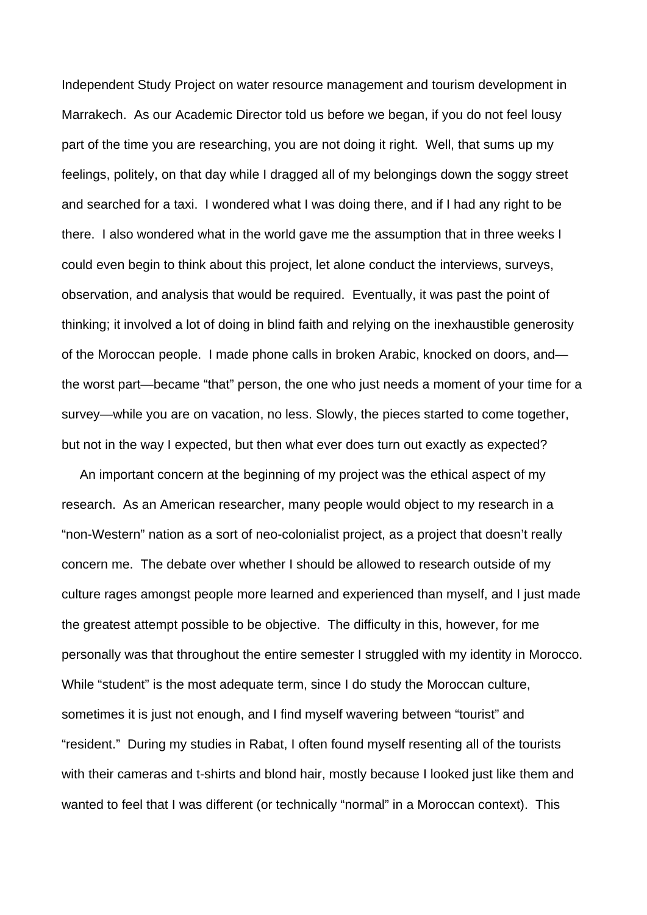Independent Study Project on water resource management and tourism development in Marrakech. As our Academic Director told us before we began, if you do not feel lousy part of the time you are researching, you are not doing it right. Well, that sums up my feelings, politely, on that day while I dragged all of my belongings down the soggy street and searched for a taxi. I wondered what I was doing there, and if I had any right to be there. I also wondered what in the world gave me the assumption that in three weeks I could even begin to think about this project, let alone conduct the interviews, surveys, observation, and analysis that would be required. Eventually, it was past the point of thinking; it involved a lot of doing in blind faith and relying on the inexhaustible generosity of the Moroccan people. I made phone calls in broken Arabic, knocked on doors, and—the worst part—became "that" person, the one who just needs a moment of your time for a survey—while you are on vacation, no less. Slowly, the pieces started to come together, but not in the way I expected, but then what ever does turn out exactly as expected?

An important concern at the beginning of my project was the ethical aspect of my research. As an American researcher, many people would object to my research in a "non-Western" nation as a sort of neo-colonialist project, as a project that doesn't really concern me. The debate over whether I should be allowed to research outside of my culture rages amongst people more learned and experienced than myself, and I just made the greatest attempt possible to be objective. The difficulty in this, however, for me personally was that throughout the entire semester I struggled with my identity in Morocco. While "student" is the most adequate term, since I do study the Moroccan culture, sometimes it is just not enough, and I find myself wavering between "tourist" and "resident." During my studies in Rabat, I often found myself resenting all of the tourists with their cameras and t-shirts and blond hair, mostly because I looked just like them and wanted to feel that I was different (or technically "normal" in a Moroccan context). This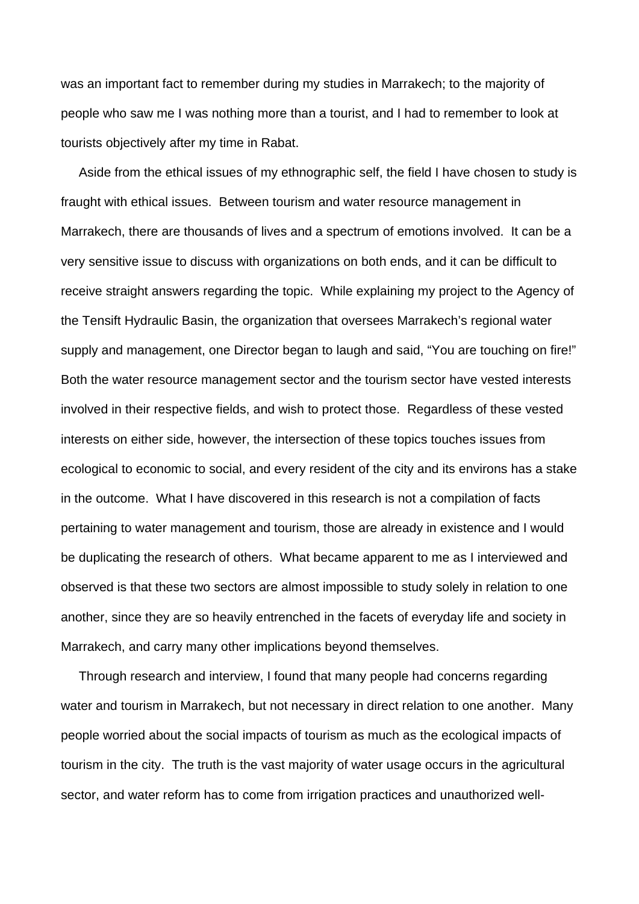was an important fact to remember during my studies in Marrakech; to the majority of people who saw me I was nothing more than a tourist, and I had to remember to look at tourists objectively after my time in Rabat.

Aside from the ethical issues of my ethnographic self, the field I have chosen to study is fraught with ethical issues. Between tourism and water resource management in Marrakech, there are thousands of lives and a spectrum of emotions involved. It can be a very sensitive issue to discuss with organizations on both ends, and it can be difficult to receive straight answers regarding the topic. While explaining my project to the Agency of the Tensift Hydraulic Basin, the organization that oversees Marrakech's regional water supply and management, one Director began to laugh and said, "You are touching on fire!" Both the water resource management sector and the tourism sector have vested interests involved in their respective fields, and wish to protect those. Regardless of these vested interests on either side, however, the intersection of these topics touches issues from ecological to economic to social, and every resident of the city and its environs has a stake in the outcome. What I have discovered in this research is not a compilation of facts pertaining to water management and tourism, those are already in existence and I would be duplicating the research of others. What became apparent to me as I interviewed and observed is that these two sectors are almost impossible to study solely in relation to one another, since they are so heavily entrenched in the facets of everyday life and society in Marrakech, and carry many other implications beyond themselves.

Through research and interview, I found that many people had concerns regarding water and tourism in Marrakech, but not necessary in direct relation to one another. Many people worried about the social impacts of tourism as much as the ecological impacts of tourism in the city. The truth is the vast majority of water usage occurs in the agricultural sector, and water reform has to come from irrigation practices and unauthorized well-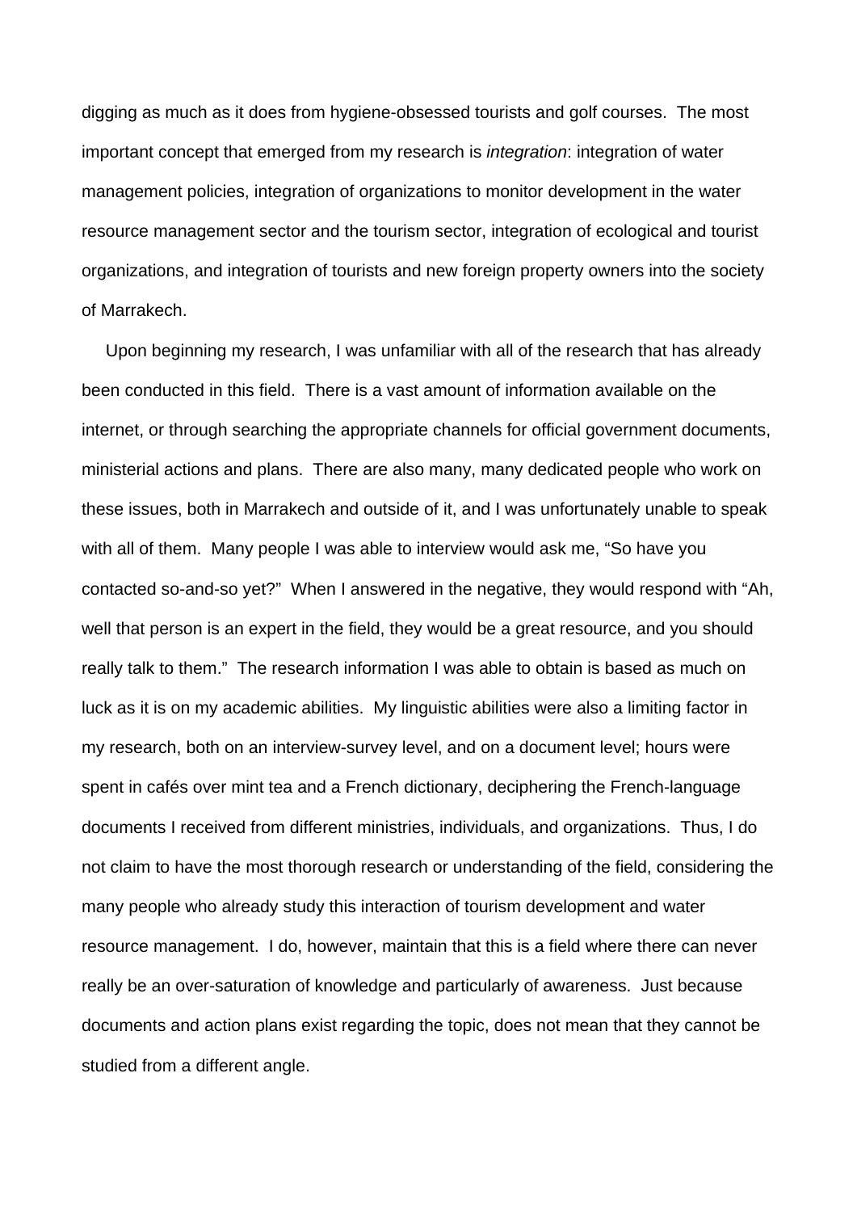digging as much as it does from hygiene-obsessed tourists and golf courses. The most important concept that emerged from my research is *integration*: integration of water management policies, integration of organizations to monitor development in the water resource management sector and the tourism sector, integration of ecological and tourist organizations, and integration of tourists and new foreign property owners into the society of Marrakech.

Upon beginning my research, I was unfamiliar with all of the research that has already been conducted in this field. There is a vast amount of information available on the internet, or through searching the appropriate channels for official government documents, ministerial actions and plans. There are also many, many dedicated people who work on these issues, both in Marrakech and outside of it, and I was unfortunately unable to speak with all of them. Many people I was able to interview would ask me, "So have you contacted so-and-so yet?" When I answered in the negative, they would respond with "Ah, well that person is an expert in the field, they would be a great resource, and you should really talk to them." The research information I was able to obtain is based as much on luck as it is on my academic abilities. My linguistic abilities were also a limiting factor in my research, both on an interview-survey level, and on a document level; hours were spent in cafés over mint tea and a French dictionary, deciphering the French-language documents I received from different ministries, individuals, and organizations. Thus, I do not claim to have the most thorough research or understanding of the field, considering the many people who already study this interaction of tourism development and water resource management. I do, however, maintain that this is a field where there can never really be an over-saturation of knowledge and particularly of awareness. Just because documents and action plans exist regarding the topic, does not mean that they cannot be studied from a different angle.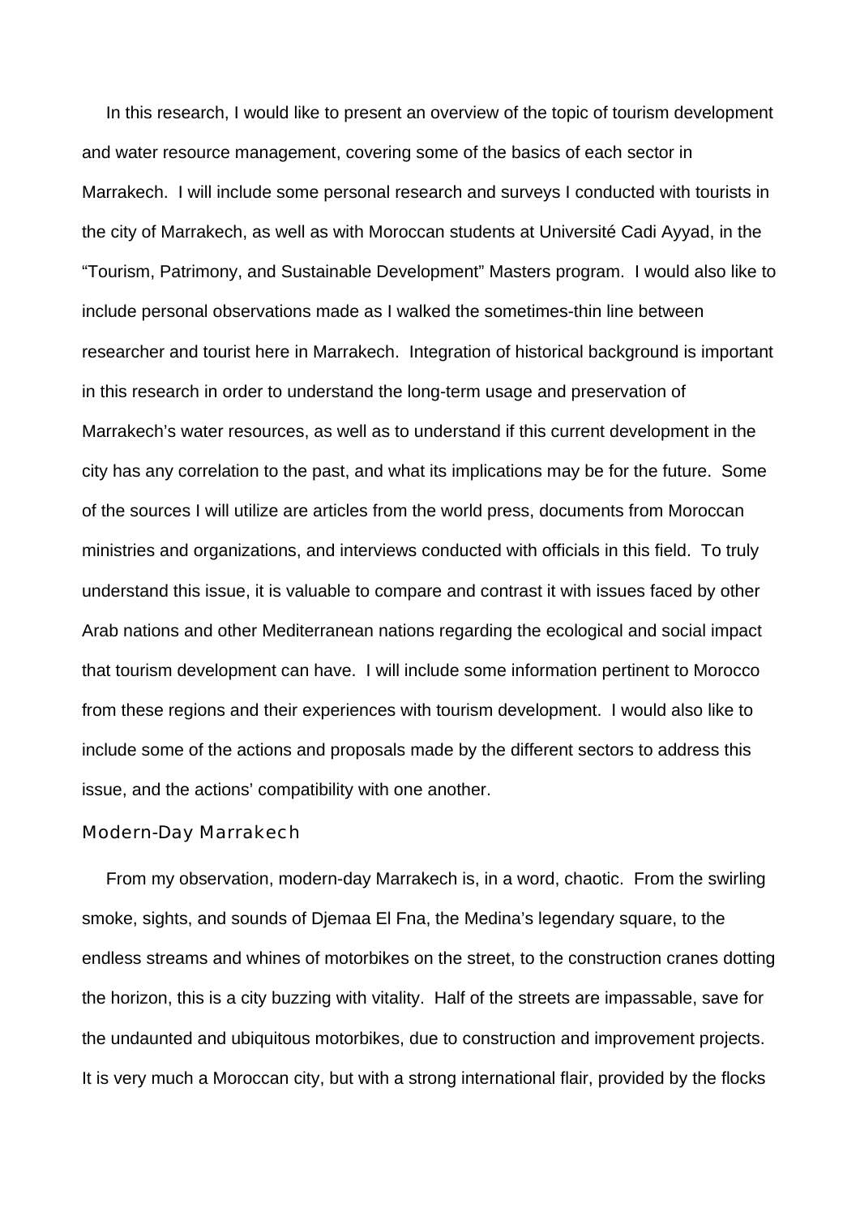In this research, I would like to present an overview of the topic of tourism development and water resource management, covering some of the basics of each sector in Marrakech. I will include some personal research and surveys I conducted with tourists in the city of Marrakech, as well as with Moroccan students at Université Cadi Ayyad, in the "Tourism, Patrimony, and Sustainable Development" Masters program. I would also like to include personal observations made as I walked the sometimes-thin line between researcher and tourist here in Marrakech. Integration of historical background is important in this research in order to understand the long-term usage and preservation of Marrakech's water resources, as well as to understand if this current development in the city has any correlation to the past, and what its implications may be for the future. Some of the sources I will utilize are articles from the world press, documents from Moroccan ministries and organizations, and interviews conducted with officials in this field. To truly understand this issue, it is valuable to compare and contrast it with issues faced by other Arab nations and other Mediterranean nations regarding the ecological and social impact that tourism development can have. I will include some information pertinent to Morocco from these regions and their experiences with tourism development. I would also like to include some of the actions and proposals made by the different sectors to address this issue, and the actions' compatibility with one another.

## Modern-Day Marrakech

From my observation, modern-day Marrakech is, in a word, chaotic. From the swirling smoke, sights, and sounds of Djemaa El Fna, the Medina's legendary square, to the endless streams and whines of motorbikes on the street, to the construction cranes dotting the horizon, this is a city buzzing with vitality. Half of the streets are impassable, save for the undaunted and ubiquitous motorbikes, due to construction and improvement projects. It is very much a Moroccan city, but with a strong international flair, provided by the flocks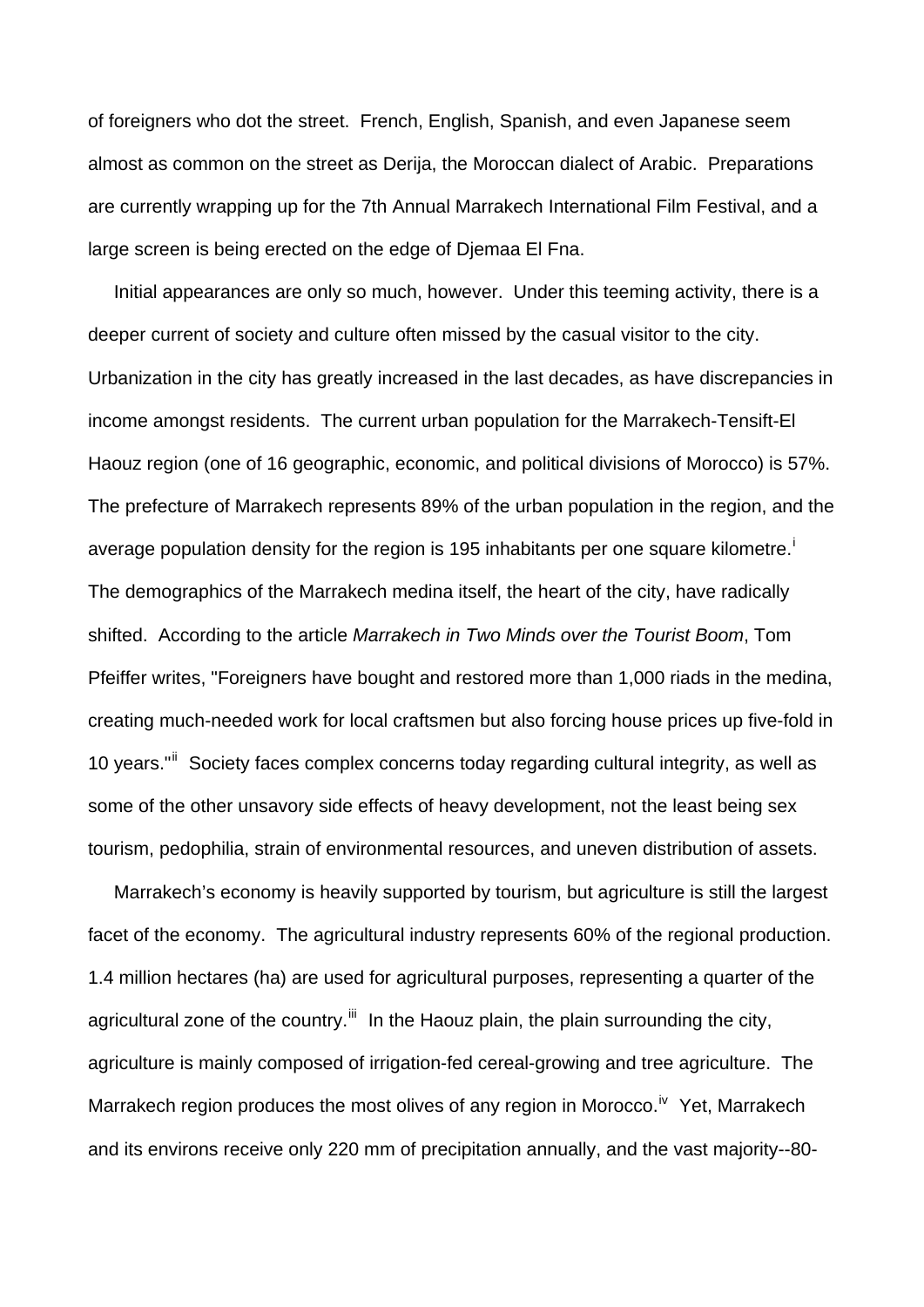of foreigners who dot the street. French, English, Spanish, and even Japanese seem almost as common on the street as Derija, the Moroccan dialect of Arabic. Preparations are currently wrapping up for the 7th Annual Marrakech International Film Festival, and a large screen is being erected on the edge of Djemaa El Fna.

Initial appearances are only so much, however. Under this teeming activity, there is a deeper current of society and culture often missed by the casual visitor to the city. Urbanization in the city has greatly increased in the last decades, as have discrepancies in income amongst residents. The current urban population for the Marrakech-Tensift-El Haouz region (one of 16 geographic, economic, and political divisions of Morocco) is 57%. The prefecture of Marrakech represents 89% of the urban population in the region, and the average population density for the region is 195 inhabitants per one square kilometre.[i] The demographics of the Marrakech medina itself, the heart of the city, have radically shifted. According to the article *Marrakech in Two Minds over the Tourist Boom*, Tom Pfeiffer writes, "Foreigners have bought and restored more than 1,000 riads in the medina, creating much-needed work for local craftsmen but also forcing house prices up five-fold in 10 years."[ii] Society faces complex concerns today regarding cultural integrity, as well as some of the other unsavory side effects of heavy development, not the least being sex tourism, pedophilia, strain of environmental resources, and uneven distribution of assets.

Marrakech's economy is heavily supported by tourism, but agriculture is still the largest facet of the economy. The agricultural industry represents 60% of the regional production. 1.4 million hectares (ha) are used for agricultural purposes, representing a quarter of the agricultural zone of the country.[iii] In the Haouz plain, the plain surrounding the city, agriculture is mainly composed of irrigation-fed cereal-growing and tree agriculture. The Marrakech region produces the most olives of any region in Morocco.[iv] Yet, Marrakech and its environs receive only 220 mm of precipitation annually, and the vast majority--80-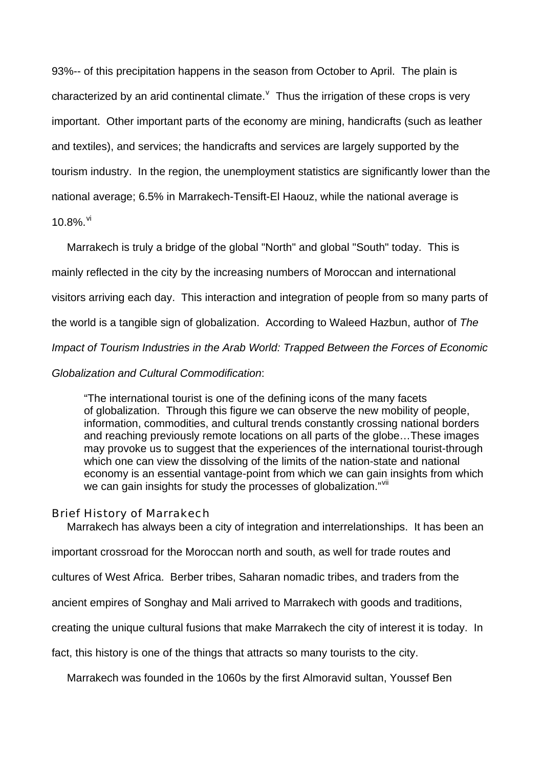93%-- of this precipitation happens in the season from October to April. The plain is characterized by an arid continental climate.[v] Thus the irrigation of these crops is very important. Other important parts of the economy are mining, handicrafts (such as leather and textiles), and services; the handicrafts and services are largely supported by the tourism industry. In the region, the unemployment statistics are significantly lower than the national average; 6.5% in Marrakech-Tensift-El Haouz, while the national average is 10.8%.[vi]

Marrakech is truly a bridge of the global "North" and global "South" today. This is mainly reflected in the city by the increasing numbers of Moroccan and international visitors arriving each day. This interaction and integration of people from so many parts of the world is a tangible sign of globalization. According to Waleed Hazbun, author of *The Impact of Tourism Industries in the Arab World: Trapped Between the Forces of Economic Globalization and Cultural Commodification*:

> "The international tourist is one of the defining icons of the many facets of globalization. Through this figure we can observe the new mobility of people, information, commodities, and cultural trends constantly crossing national borders and reaching previously remote locations on all parts of the globe…These images may provoke us to suggest that the experiences of the international tourist-through which one can view the dissolving of the limits of the nation-state and national economy is an essential vantage-point from which we can gain insights from which we can gain insights for study the processes of globalization."[vii]

## Brief History of Marrakech

Marrakech has always been a city of integration and interrelationships. It has been an important crossroad for the Moroccan north and south, as well for trade routes and cultures of West Africa. Berber tribes, Saharan nomadic tribes, and traders from the ancient empires of Songhay and Mali arrived to Marrakech with goods and traditions, creating the unique cultural fusions that make Marrakech the city of interest it is today. In fact, this history is one of the things that attracts so many tourists to the city.

Marrakech was founded in the 1060s by the first Almoravid sultan, Youssef Ben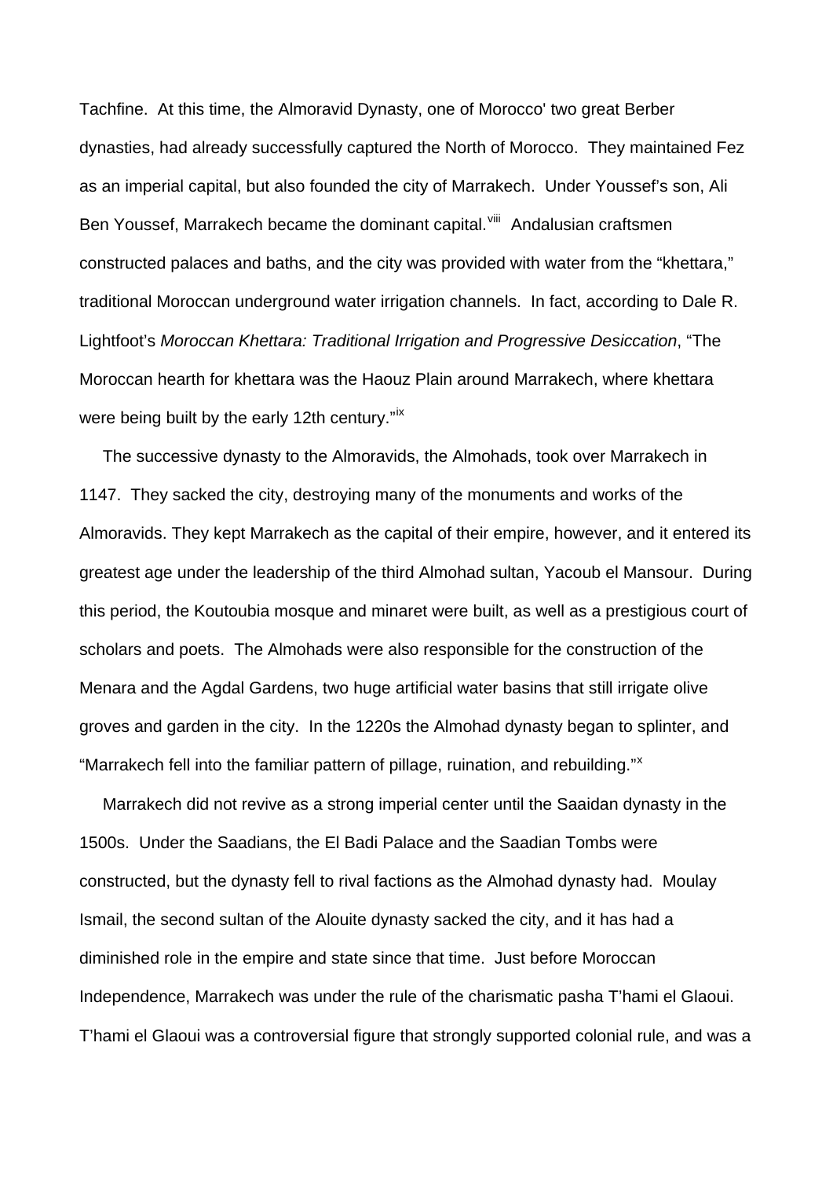Tachfine. At this time, the Almoravid Dynasty, one of Morocco' two great Berber dynasties, had already successfully captured the North of Morocco. They maintained Fez as an imperial capital, but also founded the city of Marrakech. Under Youssef's son, Ali Ben Youssef, Marrakech became the dominant capital.[viii] Andalusian craftsmen constructed palaces and baths, and the city was provided with water from the "khettara," traditional Moroccan underground water irrigation channels. In fact, according to Dale R. Lightfoot's *Moroccan Khettara: Traditional Irrigation and Progressive Desiccation*, "The Moroccan hearth for khettara was the Haouz Plain around Marrakech, where khettara were being built by the early 12th century."[ix]

The successive dynasty to the Almoravids, the Almohads, took over Marrakech in 1147. They sacked the city, destroying many of the monuments and works of the Almoravids. They kept Marrakech as the capital of their empire, however, and it entered its greatest age under the leadership of the third Almohad sultan, Yacoub el Mansour. During this period, the Koutoubia mosque and minaret were built, as well as a prestigious court of scholars and poets. The Almohads were also responsible for the construction of the Menara and the Agdal Gardens, two huge artificial water basins that still irrigate olive groves and garden in the city. In the 1220s the Almohad dynasty began to splinter, and "Marrakech fell into the familiar pattern of pillage, ruination, and rebuilding."[x]

Marrakech did not revive as a strong imperial center until the Saaidan dynasty in the 1500s. Under the Saadians, the El Badi Palace and the Saadian Tombs were constructed, but the dynasty fell to rival factions as the Almohad dynasty had. Moulay Ismail, the second sultan of the Alouite dynasty sacked the city, and it has had a diminished role in the empire and state since that time. Just before Moroccan Independence, Marrakech was under the rule of the charismatic pasha T'hami el Glaoui. T'hami el Glaoui was a controversial figure that strongly supported colonial rule, and was a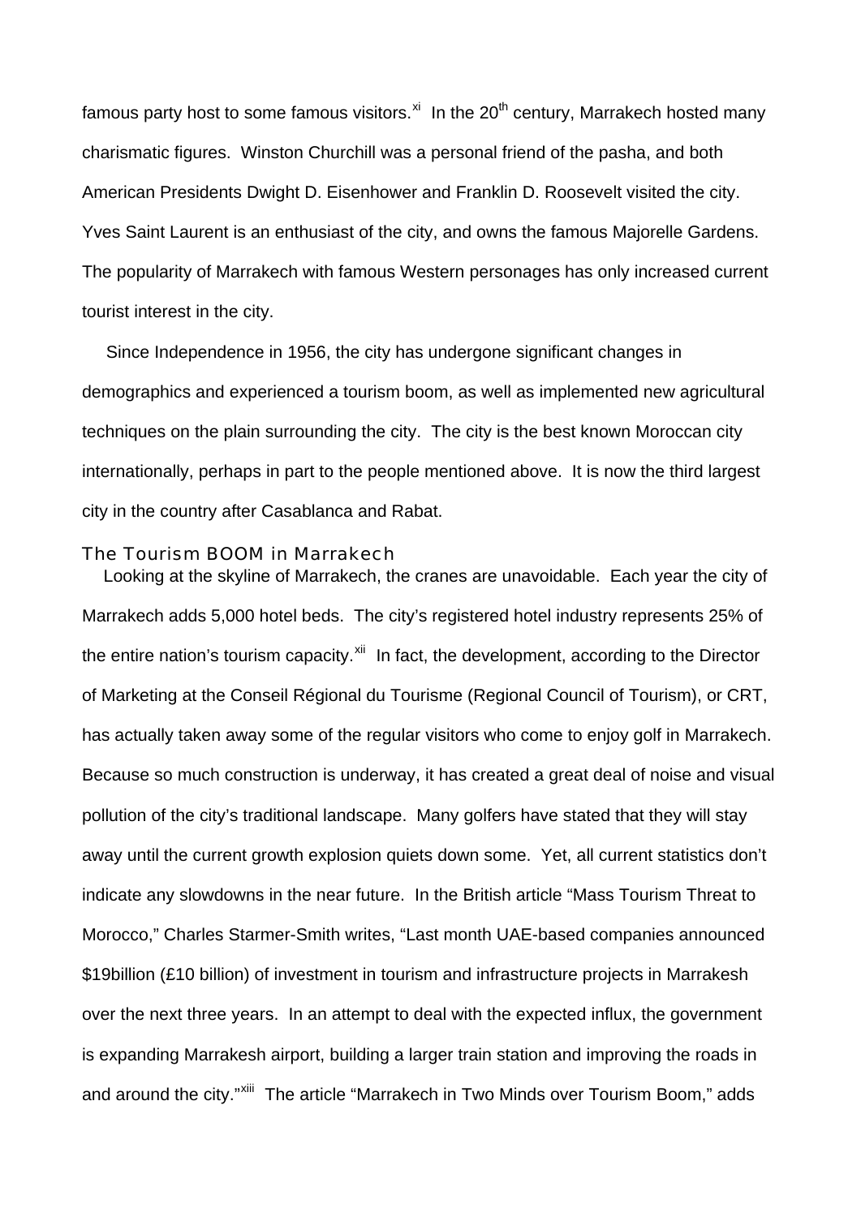famous party host to some famous visitors.[xi] In the 20th century, Marrakech hosted many charismatic figures. Winston Churchill was a personal friend of the pasha, and both American Presidents Dwight D. Eisenhower and Franklin D. Roosevelt visited the city. Yves Saint Laurent is an enthusiast of the city, and owns the famous Majorelle Gardens. The popularity of Marrakech with famous Western personages has only increased current tourist interest in the city.

Since Independence in 1956, the city has undergone significant changes in demographics and experienced a tourism boom, as well as implemented new agricultural techniques on the plain surrounding the city. The city is the best known Moroccan city internationally, perhaps in part to the people mentioned above. It is now the third largest city in the country after Casablanca and Rabat.

## The Tourism BOOM in Marrakech

Looking at the skyline of Marrakech, the cranes are unavoidable. Each year the city of Marrakech adds 5,000 hotel beds. The city's registered hotel industry represents 25% of the entire nation's tourism capacity.[xii] In fact, the development, according to the Director of Marketing at the Conseil Régional du Tourisme (Regional Council of Tourism), or CRT, has actually taken away some of the regular visitors who come to enjoy golf in Marrakech. Because so much construction is underway, it has created a great deal of noise and visual pollution of the city's traditional landscape. Many golfers have stated that they will stay away until the current growth explosion quiets down some. Yet, all current statistics don't indicate any slowdowns in the near future. In the British article "Mass Tourism Threat to Morocco," Charles Starmer-Smith writes, "Last month UAE-based companies announced $19billion (£10 billion) of investment in tourism and infrastructure projects in Marrakesh over the next three years. In an attempt to deal with the expected influx, the government is expanding Marrakesh airport, building a larger train station and improving the roads in and around the city."[xiii] The article "Marrakech in Two Minds over Tourism Boom," adds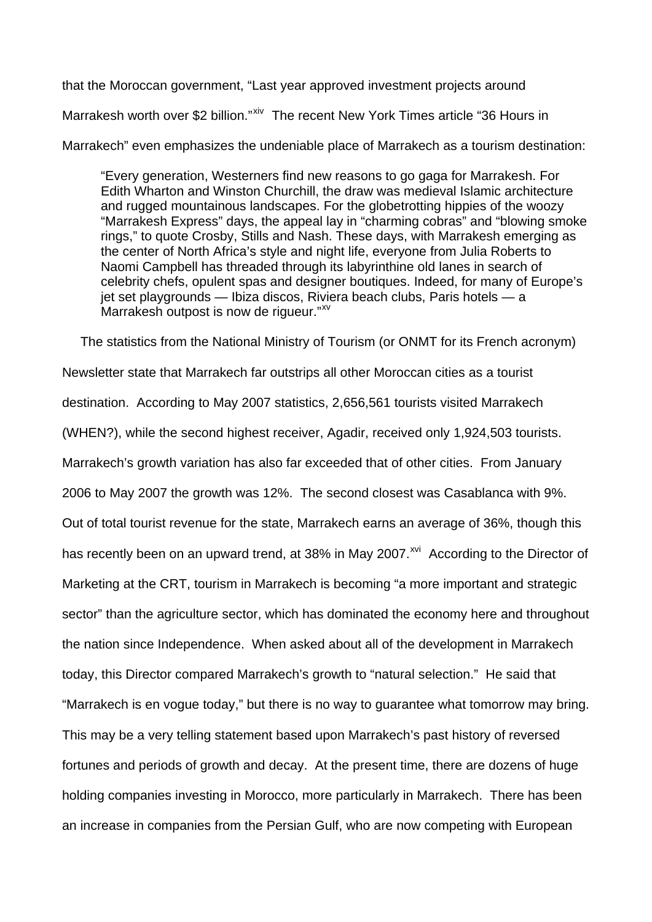that the Moroccan government, "Last year approved investment projects around Marrakesh worth over $2 billion."[xiv] The recent New York Times article "36 Hours in Marrakech" even emphasizes the undeniable place of Marrakech as a tourism destination:

> "Every generation, Westerners find new reasons to go gaga for Marrakesh. For Edith Wharton and Winston Churchill, the draw was medieval Islamic architecture and rugged mountainous landscapes. For the globetrotting hippies of the woozy "Marrakesh Express" days, the appeal lay in "charming cobras" and "blowing smoke rings," to quote Crosby, Stills and Nash. These days, with Marrakesh emerging as the center of North Africa's style and night life, everyone from Julia Roberts to Naomi Campbell has threaded through its labyrinthine old lanes in search of celebrity chefs, opulent spas and designer boutiques. Indeed, for many of Europe's jet set playgrounds — Ibiza discos, Riviera beach clubs, Paris hotels — a Marrakesh outpost is now de rigueur."[xv]

The statistics from the National Ministry of Tourism (or ONMT for its French acronym) Newsletter state that Marrakech far outstrips all other Moroccan cities as a tourist destination. According to May 2007 statistics, 2,656,561 tourists visited Marrakech (WHEN?), while the second highest receiver, Agadir, received only 1,924,503 tourists. Marrakech's growth variation has also far exceeded that of other cities. From January 2006 to May 2007 the growth was 12%. The second closest was Casablanca with 9%. Out of total tourist revenue for the state, Marrakech earns an average of 36%, though this has recently been on an upward trend, at 38% in May 2007.[xvi] According to the Director of Marketing at the CRT, tourism in Marrakech is becoming "a more important and strategic sector" than the agriculture sector, which has dominated the economy here and throughout the nation since Independence. When asked about all of the development in Marrakech today, this Director compared Marrakech's growth to "natural selection." He said that "Marrakech is en vogue today," but there is no way to guarantee what tomorrow may bring. This may be a very telling statement based upon Marrakech's past history of reversed fortunes and periods of growth and decay. At the present time, there are dozens of huge holding companies investing in Morocco, more particularly in Marrakech. There has been an increase in companies from the Persian Gulf, who are now competing with European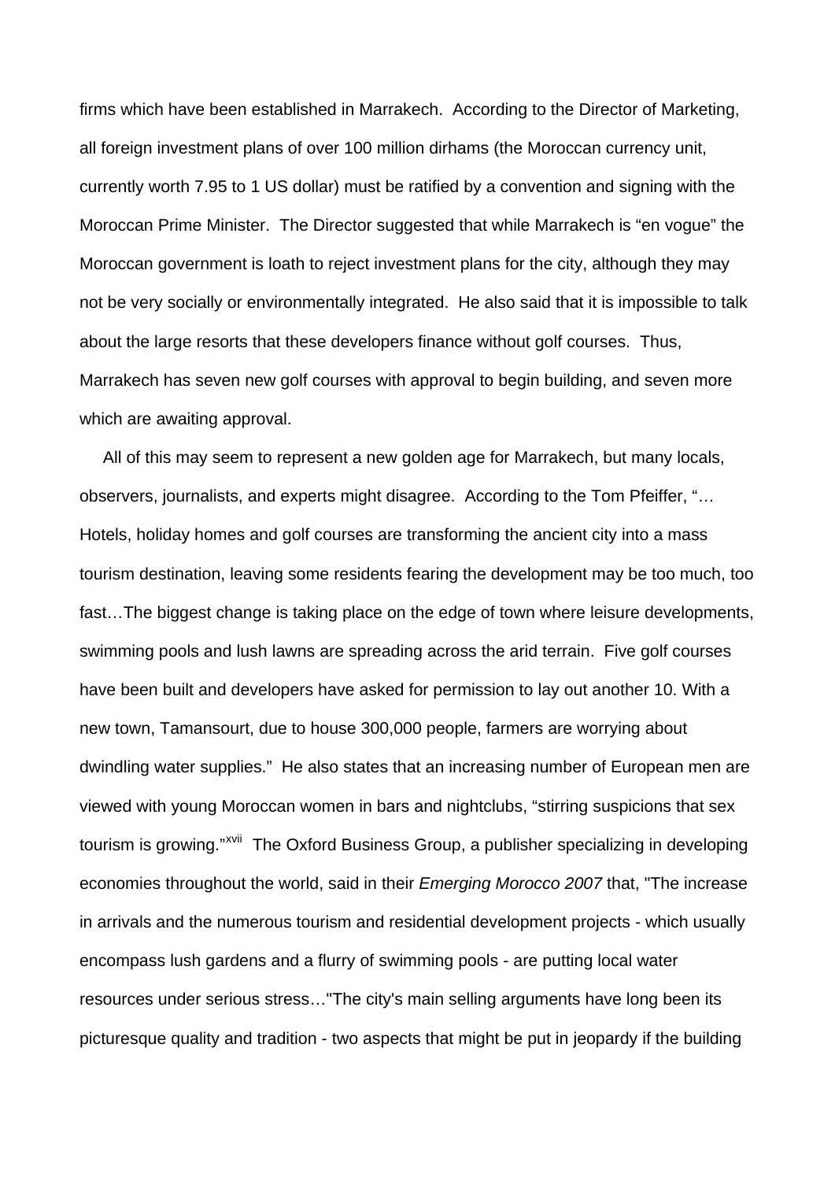firms which have been established in Marrakech. According to the Director of Marketing, all foreign investment plans of over 100 million dirhams (the Moroccan currency unit, currently worth 7.95 to 1 US dollar) must be ratified by a convention and signing with the Moroccan Prime Minister. The Director suggested that while Marrakech is “en vogue” the Moroccan government is loath to reject investment plans for the city, although they may not be very socially or environmentally integrated. He also said that it is impossible to talk about the large resorts that these developers finance without golf courses. Thus, Marrakech has seven new golf courses with approval to begin building, and seven more which are awaiting approval.

All of this may seem to represent a new golden age for Marrakech, but many locals, observers, journalists, and experts might disagree. According to the Tom Pfeiffer, “…Hotels, holiday homes and golf courses are transforming the ancient city into a mass tourism destination, leaving some residents fearing the development may be too much, too fast…The biggest change is taking place on the edge of town where leisure developments, swimming pools and lush lawns are spreading across the arid terrain. Five golf courses have been built and developers have asked for permission to lay out another 10. With a new town, Tamansourt, due to house 300,000 people, farmers are worrying about dwindling water supplies.” He also states that an increasing number of European men are viewed with young Moroccan women in bars and nightclubs, “stirring suspicions that sex tourism is growing.”[xvii] The Oxford Business Group, a publisher specializing in developing economies throughout the world, said in their *Emerging Morocco 2007* that, "The increase in arrivals and the numerous tourism and residential development projects - which usually encompass lush gardens and a flurry of swimming pools - are putting local water resources under serious stress…"The city's main selling arguments have long been its picturesque quality and tradition - two aspects that might be put in jeopardy if the building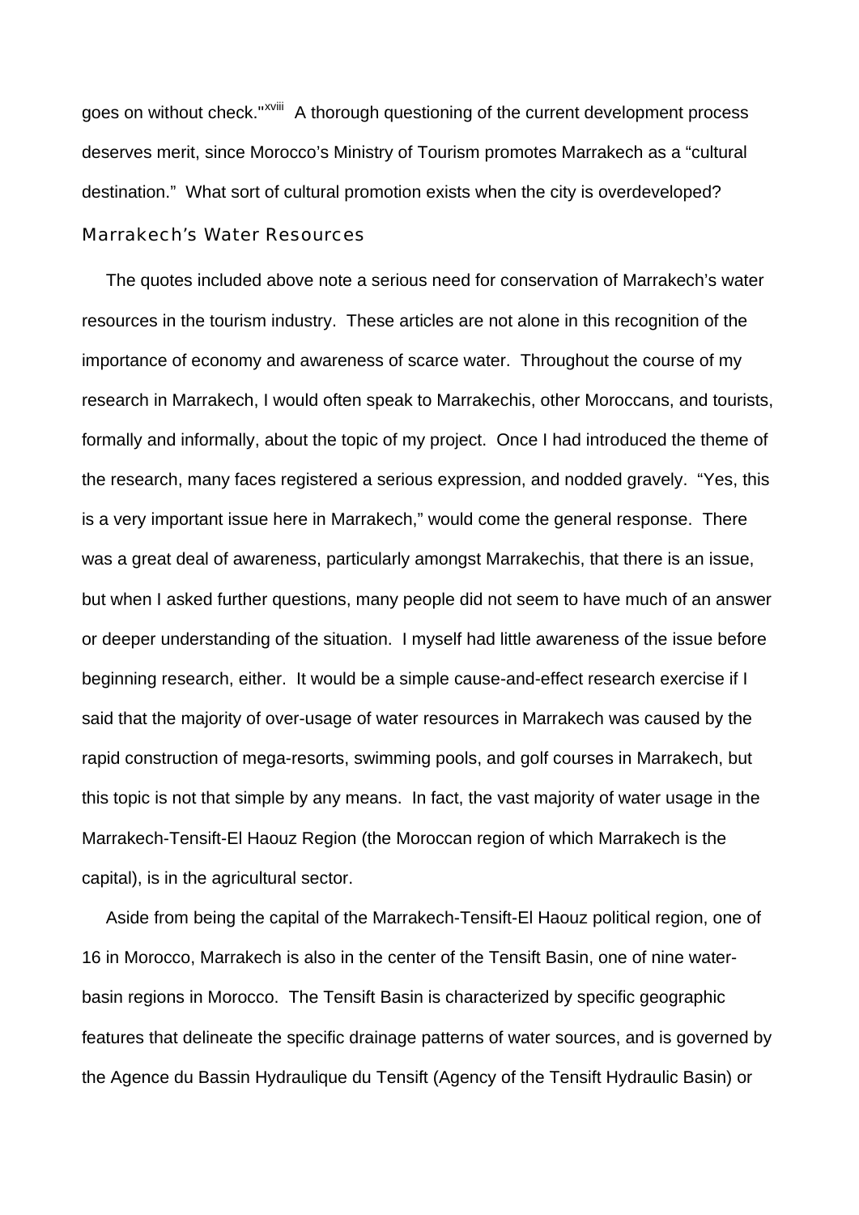goes on without check."[xviii] A thorough questioning of the current development process deserves merit, since Morocco's Ministry of Tourism promotes Marrakech as a "cultural destination." What sort of cultural promotion exists when the city is overdeveloped?

## Marrakech's Water Resources

The quotes included above note a serious need for conservation of Marrakech's water resources in the tourism industry. These articles are not alone in this recognition of the importance of economy and awareness of scarce water. Throughout the course of my research in Marrakech, I would often speak to Marrakechis, other Moroccans, and tourists, formally and informally, about the topic of my project. Once I had introduced the theme of the research, many faces registered a serious expression, and nodded gravely. "Yes, this is a very important issue here in Marrakech," would come the general response. There was a great deal of awareness, particularly amongst Marrakechis, that there is an issue, but when I asked further questions, many people did not seem to have much of an answer or deeper understanding of the situation. I myself had little awareness of the issue before beginning research, either. It would be a simple cause-and-effect research exercise if I said that the majority of over-usage of water resources in Marrakech was caused by the rapid construction of mega-resorts, swimming pools, and golf courses in Marrakech, but this topic is not that simple by any means. In fact, the vast majority of water usage in the Marrakech-Tensift-El Haouz Region (the Moroccan region of which Marrakech is the capital), is in the agricultural sector.

Aside from being the capital of the Marrakech-Tensift-El Haouz political region, one of 16 in Morocco, Marrakech is also in the center of the Tensift Basin, one of nine water-basin regions in Morocco. The Tensift Basin is characterized by specific geographic features that delineate the specific drainage patterns of water sources, and is governed by the Agence du Bassin Hydraulique du Tensift (Agency of the Tensift Hydraulic Basin) or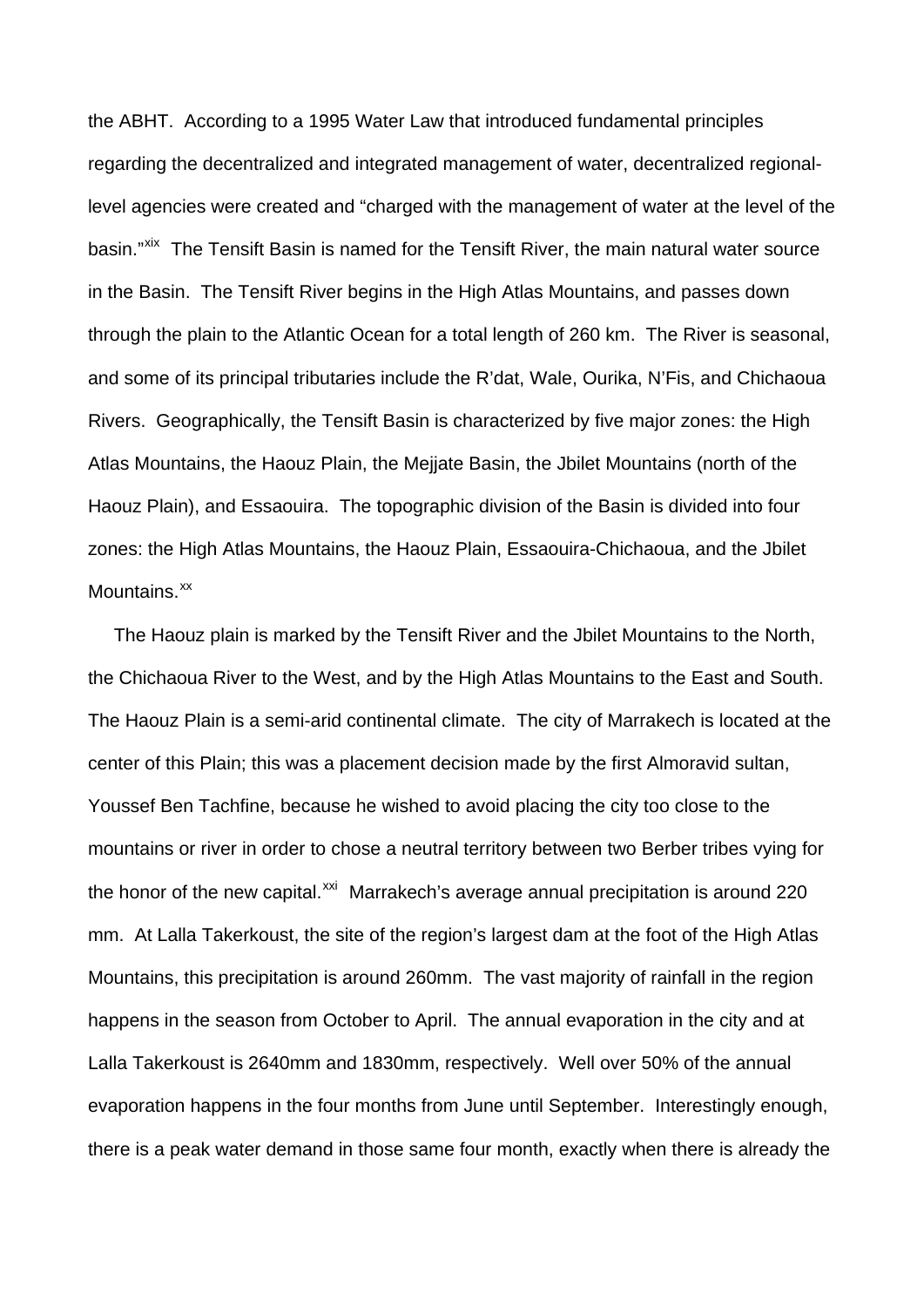the ABHT. According to a 1995 Water Law that introduced fundamental principles regarding the decentralized and integrated management of water, decentralized regional-level agencies were created and "charged with the management of water at the level of the basin."[xix] The Tensift Basin is named for the Tensift River, the main natural water source in the Basin. The Tensift River begins in the High Atlas Mountains, and passes down through the plain to the Atlantic Ocean for a total length of 260 km. The River is seasonal, and some of its principal tributaries include the R'dat, Wale, Ourika, N'Fis, and Chichaoua Rivers. Geographically, the Tensift Basin is characterized by five major zones: the High Atlas Mountains, the Haouz Plain, the Mejjate Basin, the Jbilet Mountains (north of the Haouz Plain), and Essaouira. The topographic division of the Basin is divided into four zones: the High Atlas Mountains, the Haouz Plain, Essaouira-Chichaoua, and the Jbilet Mountains.[xx]

The Haouz plain is marked by the Tensift River and the Jbilet Mountains to the North, the Chichaoua River to the West, and by the High Atlas Mountains to the East and South. The Haouz Plain is a semi-arid continental climate. The city of Marrakech is located at the center of this Plain; this was a placement decision made by the first Almoravid sultan, Youssef Ben Tachfine, because he wished to avoid placing the city too close to the mountains or river in order to chose a neutral territory between two Berber tribes vying for the honor of the new capital.[xxi] Marrakech's average annual precipitation is around 220 mm. At Lalla Takerkoust, the site of the region's largest dam at the foot of the High Atlas Mountains, this precipitation is around 260mm. The vast majority of rainfall in the region happens in the season from October to April. The annual evaporation in the city and at Lalla Takerkoust is 2640mm and 1830mm, respectively. Well over 50% of the annual evaporation happens in the four months from June until September. Interestingly enough, there is a peak water demand in those same four month, exactly when there is already the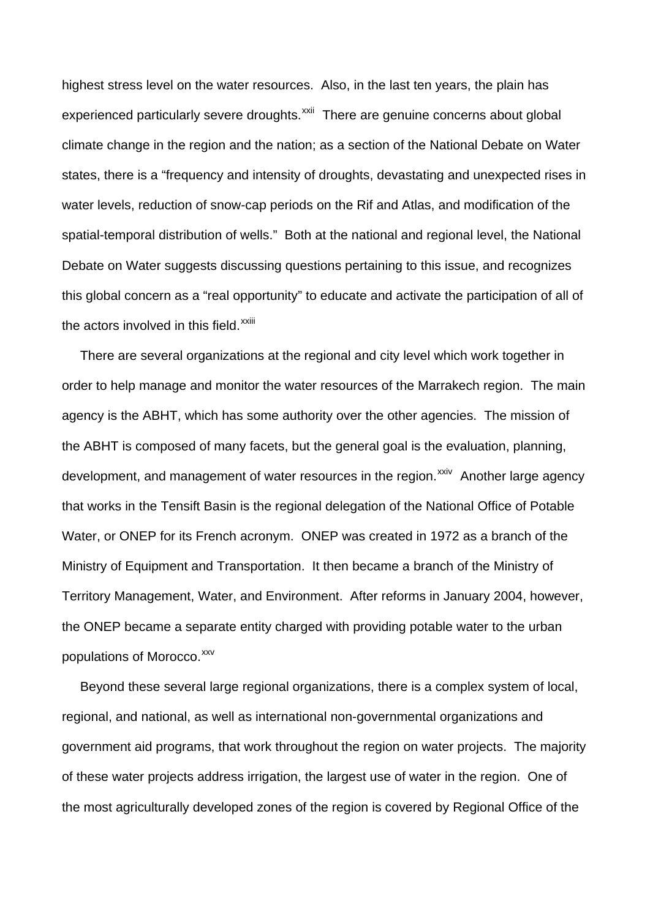highest stress level on the water resources. Also, in the last ten years, the plain has experienced particularly severe droughts.[xxii] There are genuine concerns about global climate change in the region and the nation; as a section of the National Debate on Water states, there is a "frequency and intensity of droughts, devastating and unexpected rises in water levels, reduction of snow-cap periods on the Rif and Atlas, and modification of the spatial-temporal distribution of wells." Both at the national and regional level, the National Debate on Water suggests discussing questions pertaining to this issue, and recognizes this global concern as a "real opportunity" to educate and activate the participation of all of the actors involved in this field.[xxiii]

There are several organizations at the regional and city level which work together in order to help manage and monitor the water resources of the Marrakech region. The main agency is the ABHT, which has some authority over the other agencies. The mission of the ABHT is composed of many facets, but the general goal is the evaluation, planning, development, and management of water resources in the region.[xxiv] Another large agency that works in the Tensift Basin is the regional delegation of the National Office of Potable Water, or ONEP for its French acronym. ONEP was created in 1972 as a branch of the Ministry of Equipment and Transportation. It then became a branch of the Ministry of Territory Management, Water, and Environment. After reforms in January 2004, however, the ONEP became a separate entity charged with providing potable water to the urban populations of Morocco.[xxv]

Beyond these several large regional organizations, there is a complex system of local, regional, and national, as well as international non-governmental organizations and government aid programs, that work throughout the region on water projects. The majority of these water projects address irrigation, the largest use of water in the region. One of the most agriculturally developed zones of the region is covered by Regional Office of the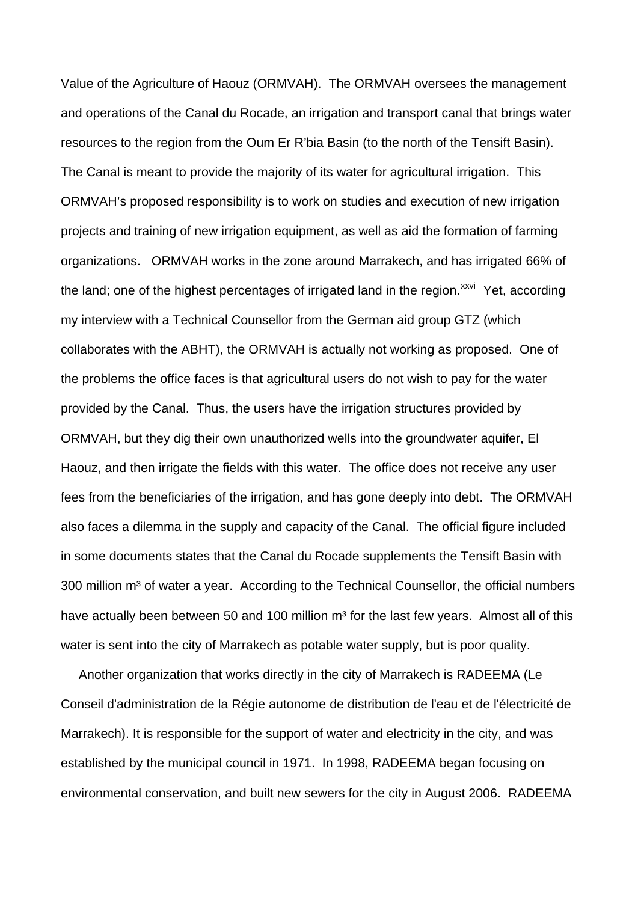Value of the Agriculture of Haouz (ORMVAH). The ORMVAH oversees the management and operations of the Canal du Rocade, an irrigation and transport canal that brings water resources to the region from the Oum Er R'bia Basin (to the north of the Tensift Basin). The Canal is meant to provide the majority of its water for agricultural irrigation. This ORMVAH's proposed responsibility is to work on studies and execution of new irrigation projects and training of new irrigation equipment, as well as aid the formation of farming organizations. ORMVAH works in the zone around Marrakech, and has irrigated 66% of the land; one of the highest percentages of irrigated land in the region.[xxvi] Yet, according my interview with a Technical Counsellor from the German aid group GTZ (which collaborates with the ABHT), the ORMVAH is actually not working as proposed. One of the problems the office faces is that agricultural users do not wish to pay for the water provided by the Canal. Thus, the users have the irrigation structures provided by ORMVAH, but they dig their own unauthorized wells into the groundwater aquifer, El Haouz, and then irrigate the fields with this water. The office does not receive any user fees from the beneficiaries of the irrigation, and has gone deeply into debt. The ORMVAH also faces a dilemma in the supply and capacity of the Canal. The official figure included in some documents states that the Canal du Rocade supplements the Tensift Basin with 300 million m³ of water a year. According to the Technical Counsellor, the official numbers have actually been between 50 and 100 million m³ for the last few years. Almost all of this water is sent into the city of Marrakech as potable water supply, but is poor quality.

Another organization that works directly in the city of Marrakech is RADEEMA (Le Conseil d'administration de la Régie autonome de distribution de l'eau et de l'électricité de Marrakech). It is responsible for the support of water and electricity in the city, and was established by the municipal council in 1971. In 1998, RADEEMA began focusing on environmental conservation, and built new sewers for the city in August 2006. RADEEMA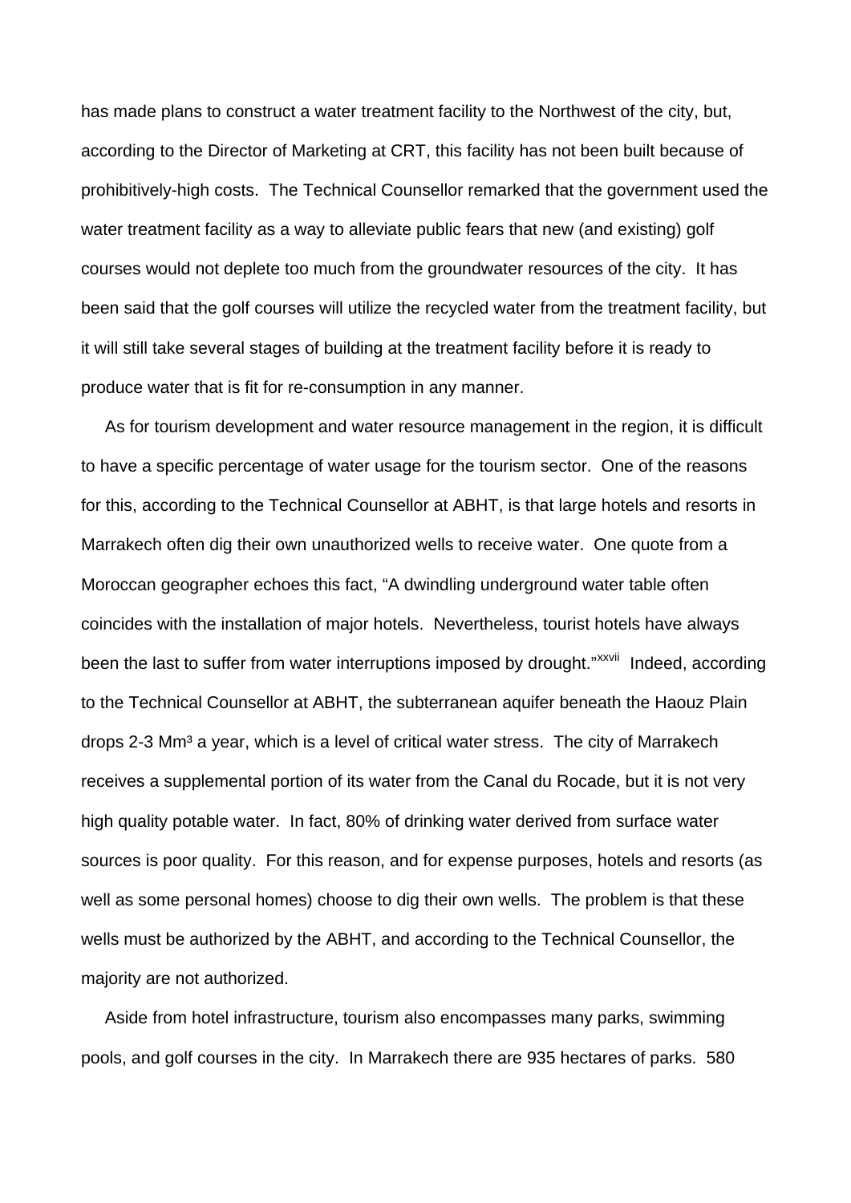has made plans to construct a water treatment facility to the Northwest of the city, but, according to the Director of Marketing at CRT, this facility has not been built because of prohibitively-high costs. The Technical Counsellor remarked that the government used the water treatment facility as a way to alleviate public fears that new (and existing) golf courses would not deplete too much from the groundwater resources of the city. It has been said that the golf courses will utilize the recycled water from the treatment facility, but it will still take several stages of building at the treatment facility before it is ready to produce water that is fit for re-consumption in any manner.

As for tourism development and water resource management in the region, it is difficult to have a specific percentage of water usage for the tourism sector. One of the reasons for this, according to the Technical Counsellor at ABHT, is that large hotels and resorts in Marrakech often dig their own unauthorized wells to receive water. One quote from a Moroccan geographer echoes this fact, "A dwindling underground water table often coincides with the installation of major hotels. Nevertheless, tourist hotels have always been the last to suffer from water interruptions imposed by drought."[xxvii] Indeed, according to the Technical Counsellor at ABHT, the subterranean aquifer beneath the Haouz Plain drops 2-3 $Mm^3$ a year, which is a level of critical water stress. The city of Marrakech receives a supplemental portion of its water from the Canal du Rocade, but it is not very high quality potable water. In fact, 80% of drinking water derived from surface water sources is poor quality. For this reason, and for expense purposes, hotels and resorts (as well as some personal homes) choose to dig their own wells. The problem is that these wells must be authorized by the ABHT, and according to the Technical Counsellor, the majority are not authorized.

Aside from hotel infrastructure, tourism also encompasses many parks, swimming pools, and golf courses in the city. In Marrakech there are 935 hectares of parks. 580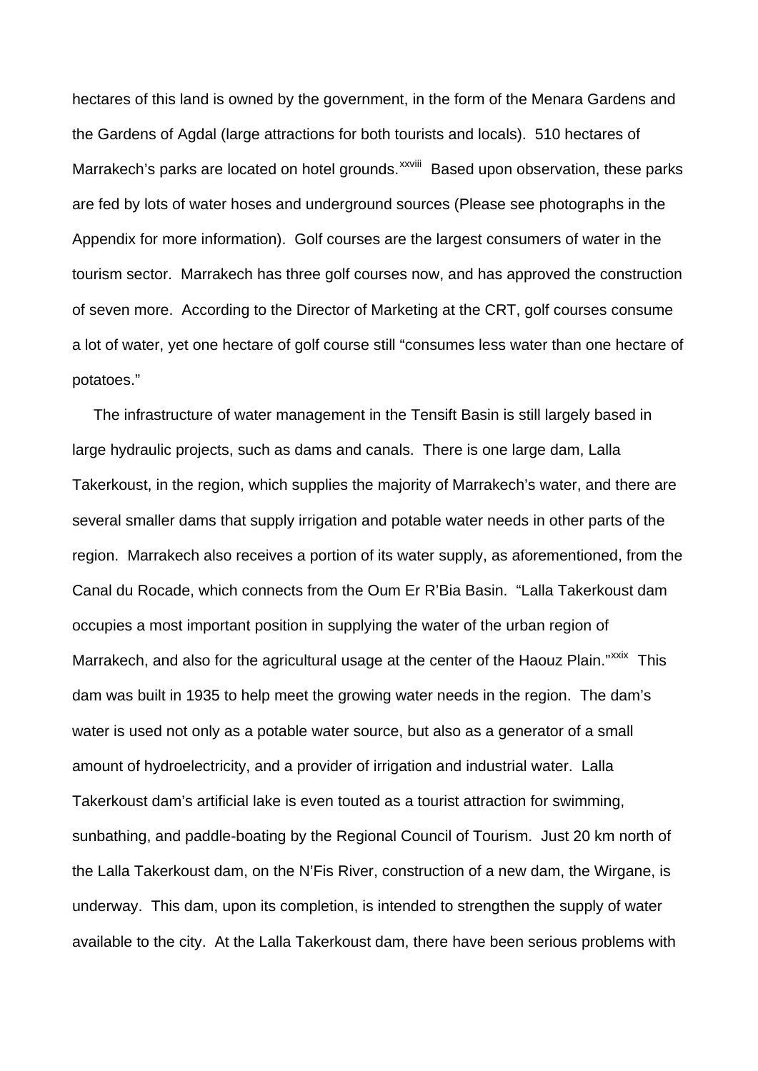hectares of this land is owned by the government, in the form of the Menara Gardens and the Gardens of Agdal (large attractions for both tourists and locals). 510 hectares of Marrakech's parks are located on hotel grounds.[xxviii] Based upon observation, these parks are fed by lots of water hoses and underground sources (Please see photographs in the Appendix for more information). Golf courses are the largest consumers of water in the tourism sector. Marrakech has three golf courses now, and has approved the construction of seven more. According to the Director of Marketing at the CRT, golf courses consume a lot of water, yet one hectare of golf course still "consumes less water than one hectare of potatoes."

The infrastructure of water management in the Tensift Basin is still largely based in large hydraulic projects, such as dams and canals. There is one large dam, Lalla Takerkoust, in the region, which supplies the majority of Marrakech's water, and there are several smaller dams that supply irrigation and potable water needs in other parts of the region. Marrakech also receives a portion of its water supply, as aforementioned, from the Canal du Rocade, which connects from the Oum Er R'Bia Basin. "Lalla Takerkoust dam occupies a most important position in supplying the water of the urban region of Marrakech, and also for the agricultural usage at the center of the Haouz Plain."[xxix] This dam was built in 1935 to help meet the growing water needs in the region. The dam's water is used not only as a potable water source, but also as a generator of a small amount of hydroelectricity, and a provider of irrigation and industrial water. Lalla Takerkoust dam's artificial lake is even touted as a tourist attraction for swimming, sunbathing, and paddle-boating by the Regional Council of Tourism. Just 20 km north of the Lalla Takerkoust dam, on the N'Fis River, construction of a new dam, the Wirgane, is underway. This dam, upon its completion, is intended to strengthen the supply of water available to the city. At the Lalla Takerkoust dam, there have been serious problems with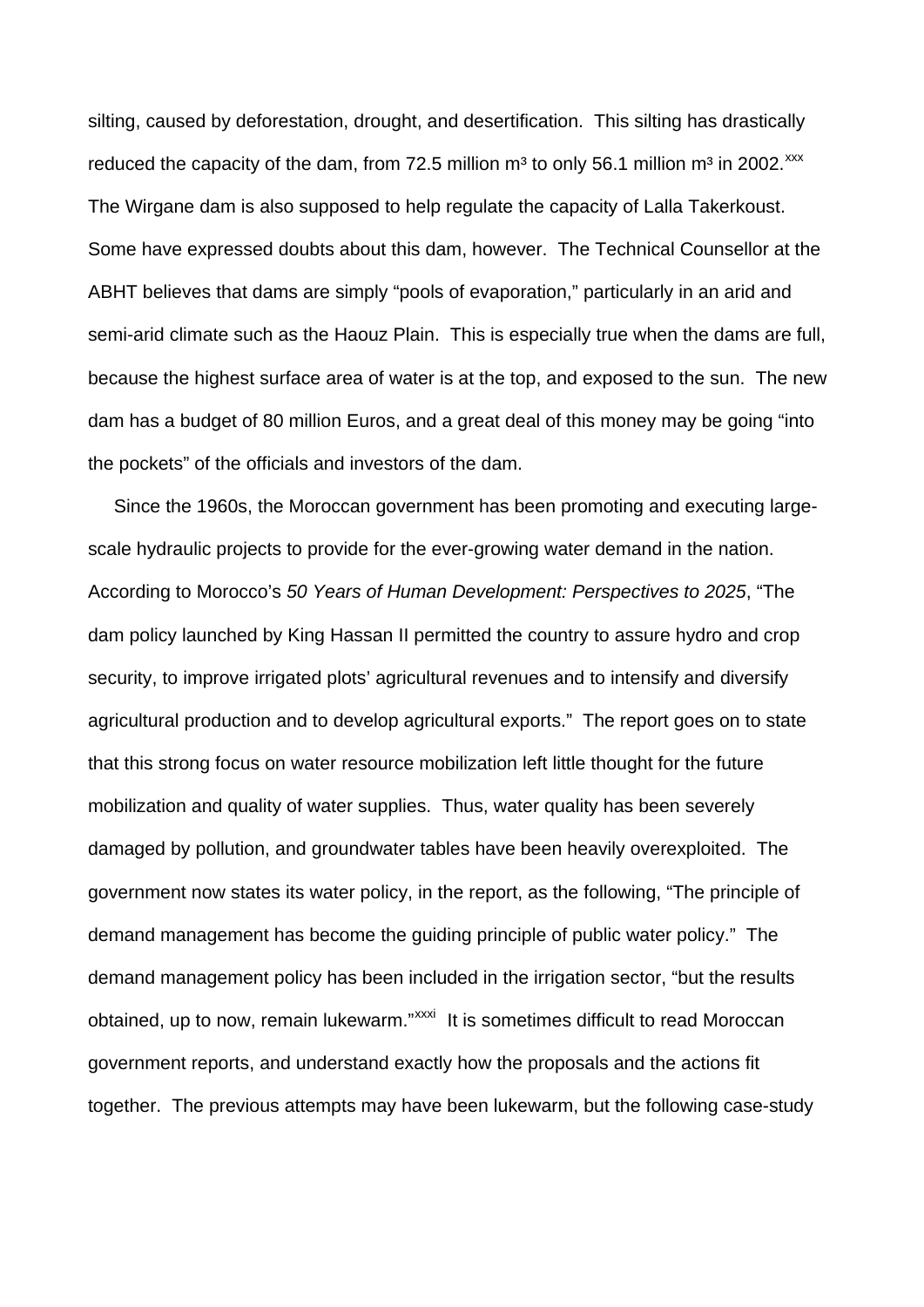silting, caused by deforestation, drought, and desertification. This silting has drastically reduced the capacity of the dam, from 72.5 million m³ to only 56.1 million m³ in 2002.[xxx] The Wirgane dam is also supposed to help regulate the capacity of Lalla Takerkoust. Some have expressed doubts about this dam, however. The Technical Counsellor at the ABHT believes that dams are simply "pools of evaporation," particularly in an arid and semi-arid climate such as the Haouz Plain. This is especially true when the dams are full, because the highest surface area of water is at the top, and exposed to the sun. The new dam has a budget of 80 million Euros, and a great deal of this money may be going "into the pockets" of the officials and investors of the dam.

Since the 1960s, the Moroccan government has been promoting and executing large-scale hydraulic projects to provide for the ever-growing water demand in the nation. According to Morocco's *50 Years of Human Development: Perspectives to 2025*, "The dam policy launched by King Hassan II permitted the country to assure hydro and crop security, to improve irrigated plots' agricultural revenues and to intensify and diversify agricultural production and to develop agricultural exports." The report goes on to state that this strong focus on water resource mobilization left little thought for the future mobilization and quality of water supplies. Thus, water quality has been severely damaged by pollution, and groundwater tables have been heavily overexploited. The government now states its water policy, in the report, as the following, "The principle of demand management has become the guiding principle of public water policy." The demand management policy has been included in the irrigation sector, "but the results obtained, up to now, remain lukewarm."[xxxi] It is sometimes difficult to read Moroccan government reports, and understand exactly how the proposals and the actions fit together. The previous attempts may have been lukewarm, but the following case-study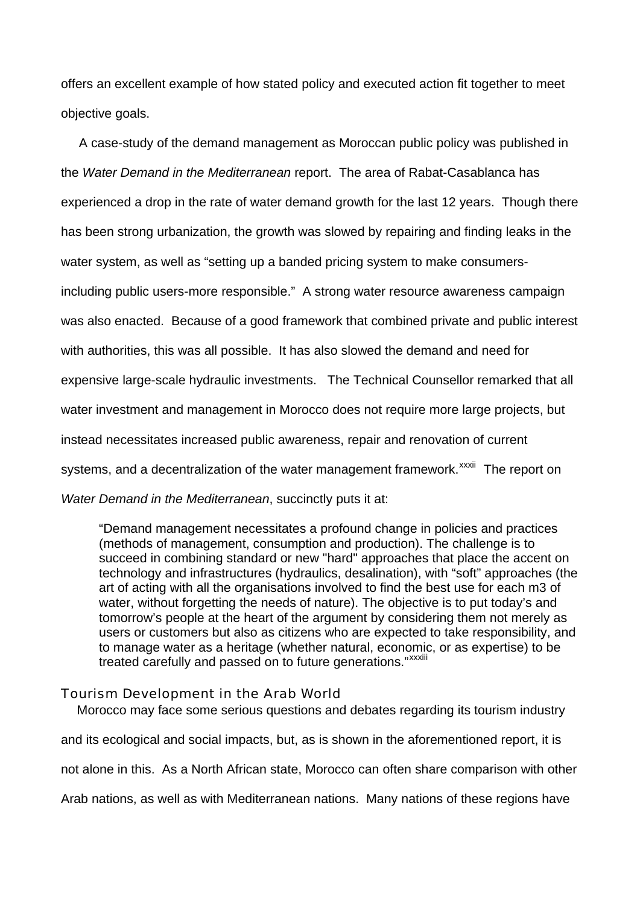offers an excellent example of how stated policy and executed action fit together to meet objective goals.

A case-study of the demand management as Moroccan public policy was published in the *Water Demand in the Mediterranean* report. The area of Rabat-Casablanca has experienced a drop in the rate of water demand growth for the last 12 years. Though there has been strong urbanization, the growth was slowed by repairing and finding leaks in the water system, as well as "setting up a banded pricing system to make consumers-including public users-more responsible." A strong water resource awareness campaign was also enacted. Because of a good framework that combined private and public interest with authorities, this was all possible. It has also slowed the demand and need for expensive large-scale hydraulic investments. The Technical Counsellor remarked that all water investment and management in Morocco does not require more large projects, but instead necessitates increased public awareness, repair and renovation of current systems, and a decentralization of the water management framework.[xxxii] The report on *Water Demand in the Mediterranean*, succinctly puts it at:

> "Demand management necessitates a profound change in policies and practices (methods of management, consumption and production). The challenge is to succeed in combining standard or new "hard" approaches that place the accent on technology and infrastructures (hydraulics, desalination), with "soft" approaches (the art of acting with all the organisations involved to find the best use for each m3 of water, without forgetting the needs of nature). The objective is to put today's and tomorrow's people at the heart of the argument by considering them not merely as users or customers but also as citizens who are expected to take responsibility, and to manage water as a heritage (whether natural, economic, or as expertise) to be treated carefully and passed on to future generations."[xxxiii]

## Tourism Development in the Arab World

Morocco may face some serious questions and debates regarding its tourism industry and its ecological and social impacts, but, as is shown in the aforementioned report, it is not alone in this. As a North African state, Morocco can often share comparison with other Arab nations, as well as with Mediterranean nations. Many nations of these regions have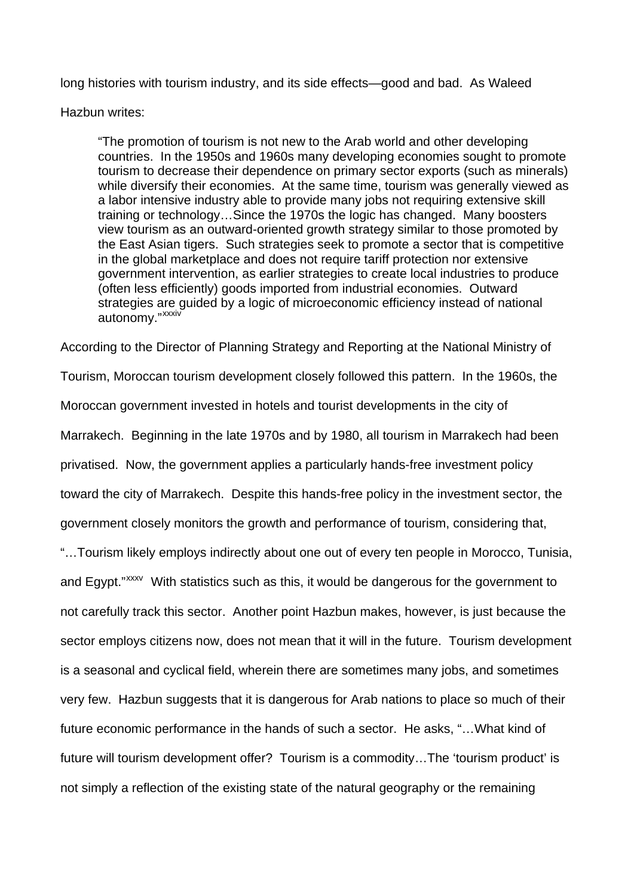long histories with tourism industry, and its side effects—good and bad. As Waleed Hazbun writes:

> "The promotion of tourism is not new to the Arab world and other developing countries. In the 1950s and 1960s many developing economies sought to promote tourism to decrease their dependence on primary sector exports (such as minerals) while diversify their economies. At the same time, tourism was generally viewed as a labor intensive industry able to provide many jobs not requiring extensive skill training or technology…Since the 1970s the logic has changed. Many boosters view tourism as an outward-oriented growth strategy similar to those promoted by the East Asian tigers. Such strategies seek to promote a sector that is competitive in the global marketplace and does not require tariff protection nor extensive government intervention, as earlier strategies to create local industries to produce (often less efficiently) goods imported from industrial economies. Outward strategies are guided by a logic of microeconomic efficiency instead of national autonomy."[xxxiv]

According to the Director of Planning Strategy and Reporting at the National Ministry of Tourism, Moroccan tourism development closely followed this pattern. In the 1960s, the Moroccan government invested in hotels and tourist developments in the city of Marrakech. Beginning in the late 1970s and by 1980, all tourism in Marrakech had been privatised. Now, the government applies a particularly hands-free investment policy toward the city of Marrakech. Despite this hands-free policy in the investment sector, the government closely monitors the growth and performance of tourism, considering that, "…Tourism likely employs indirectly about one out of every ten people in Morocco, Tunisia, and Egypt."[xxxv] With statistics such as this, it would be dangerous for the government to not carefully track this sector. Another point Hazbun makes, however, is just because the sector employs citizens now, does not mean that it will in the future. Tourism development is a seasonal and cyclical field, wherein there are sometimes many jobs, and sometimes very few. Hazbun suggests that it is dangerous for Arab nations to place so much of their future economic performance in the hands of such a sector. He asks, "…What kind of future will tourism development offer? Tourism is a commodity…The 'tourism product' is not simply a reflection of the existing state of the natural geography or the remaining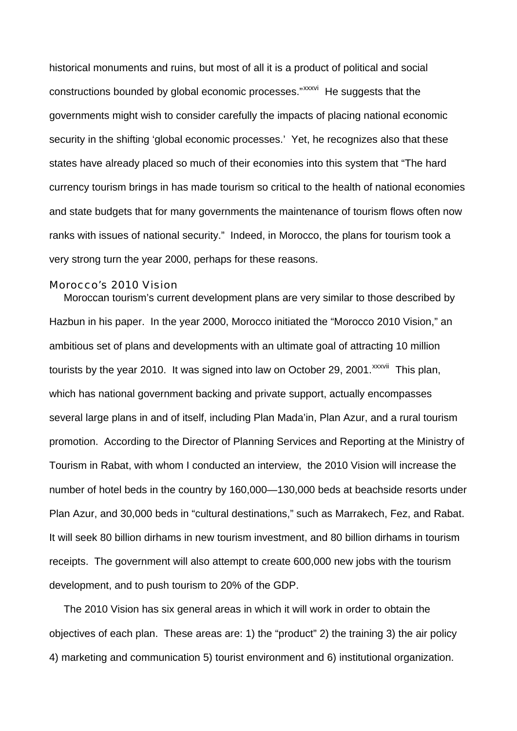historical monuments and ruins, but most of all it is a product of political and social constructions bounded by global economic processes."[xxxvi] He suggests that the governments might wish to consider carefully the impacts of placing national economic security in the shifting 'global economic processes.' Yet, he recognizes also that these states have already placed so much of their economies into this system that "The hard currency tourism brings in has made tourism so critical to the health of national economies and state budgets that for many governments the maintenance of tourism flows often now ranks with issues of national security." Indeed, in Morocco, the plans for tourism took a very strong turn the year 2000, perhaps for these reasons.

### Morocco's 2010 Vision

Moroccan tourism's current development plans are very similar to those described by Hazbun in his paper. In the year 2000, Morocco initiated the "Morocco 2010 Vision," an ambitious set of plans and developments with an ultimate goal of attracting 10 million tourists by the year 2010. It was signed into law on October 29, 2001.[xxxvii] This plan, which has national government backing and private support, actually encompasses several large plans in and of itself, including Plan Mada'in, Plan Azur, and a rural tourism promotion. According to the Director of Planning Services and Reporting at the Ministry of Tourism in Rabat, with whom I conducted an interview, the 2010 Vision will increase the number of hotel beds in the country by 160,000—130,000 beds at beachside resorts under Plan Azur, and 30,000 beds in "cultural destinations," such as Marrakech, Fez, and Rabat. It will seek 80 billion dirhams in new tourism investment, and 80 billion dirhams in tourism receipts. The government will also attempt to create 600,000 new jobs with the tourism development, and to push tourism to 20% of the GDP.

The 2010 Vision has six general areas in which it will work in order to obtain the objectives of each plan. These areas are: 1) the "product" 2) the training 3) the air policy 4) marketing and communication 5) tourist environment and 6) institutional organization.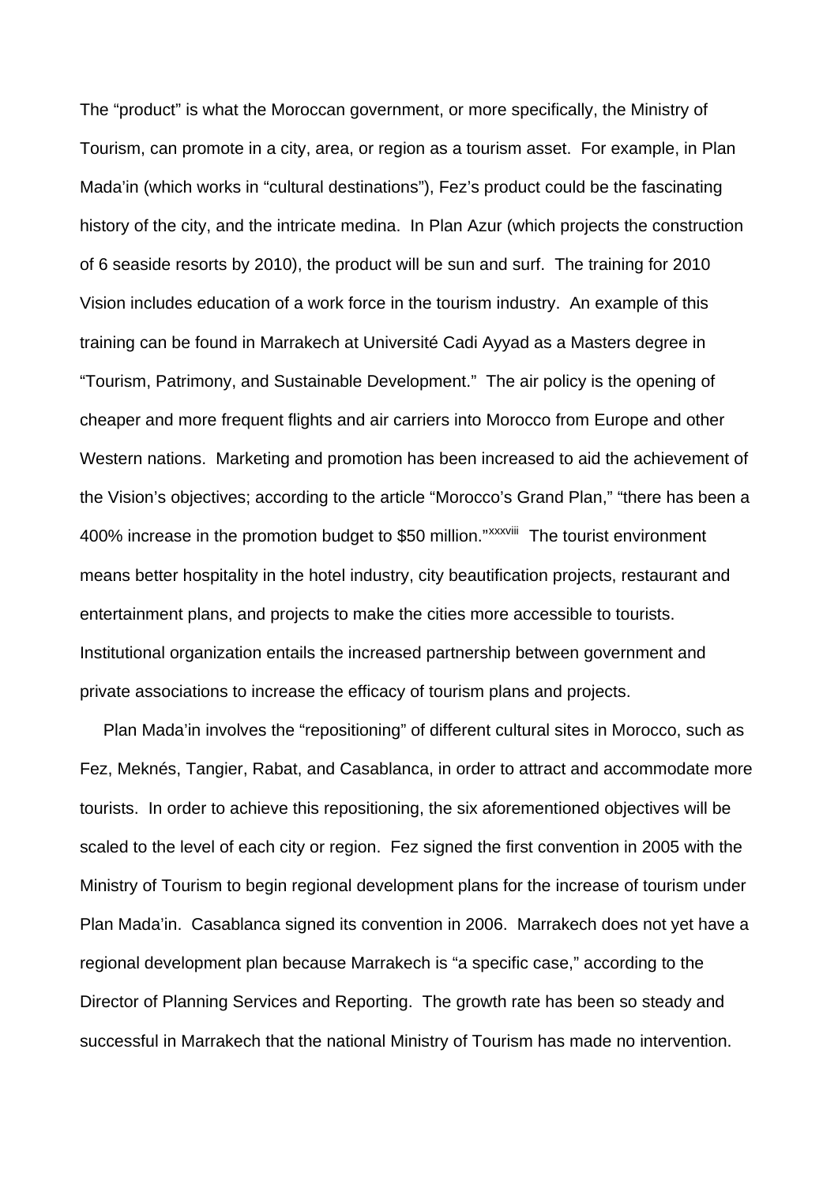The "product" is what the Moroccan government, or more specifically, the Ministry of Tourism, can promote in a city, area, or region as a tourism asset. For example, in Plan Mada'in (which works in "cultural destinations"), Fez's product could be the fascinating history of the city, and the intricate medina. In Plan Azur (which projects the construction of 6 seaside resorts by 2010), the product will be sun and surf. The training for 2010 Vision includes education of a work force in the tourism industry. An example of this training can be found in Marrakech at Université Cadi Ayyad as a Masters degree in "Tourism, Patrimony, and Sustainable Development." The air policy is the opening of cheaper and more frequent flights and air carriers into Morocco from Europe and other Western nations. Marketing and promotion has been increased to aid the achievement of the Vision's objectives; according to the article "Morocco's Grand Plan," "there has been a 400% increase in the promotion budget to $50 million."[xxxviii] The tourist environment means better hospitality in the hotel industry, city beautification projects, restaurant and entertainment plans, and projects to make the cities more accessible to tourists. Institutional organization entails the increased partnership between government and private associations to increase the efficacy of tourism plans and projects.

Plan Mada'in involves the "repositioning" of different cultural sites in Morocco, such as Fez, Meknés, Tangier, Rabat, and Casablanca, in order to attract and accommodate more tourists. In order to achieve this repositioning, the six aforementioned objectives will be scaled to the level of each city or region. Fez signed the first convention in 2005 with the Ministry of Tourism to begin regional development plans for the increase of tourism under Plan Mada'in. Casablanca signed its convention in 2006. Marrakech does not yet have a regional development plan because Marrakech is "a specific case," according to the Director of Planning Services and Reporting. The growth rate has been so steady and successful in Marrakech that the national Ministry of Tourism has made no intervention.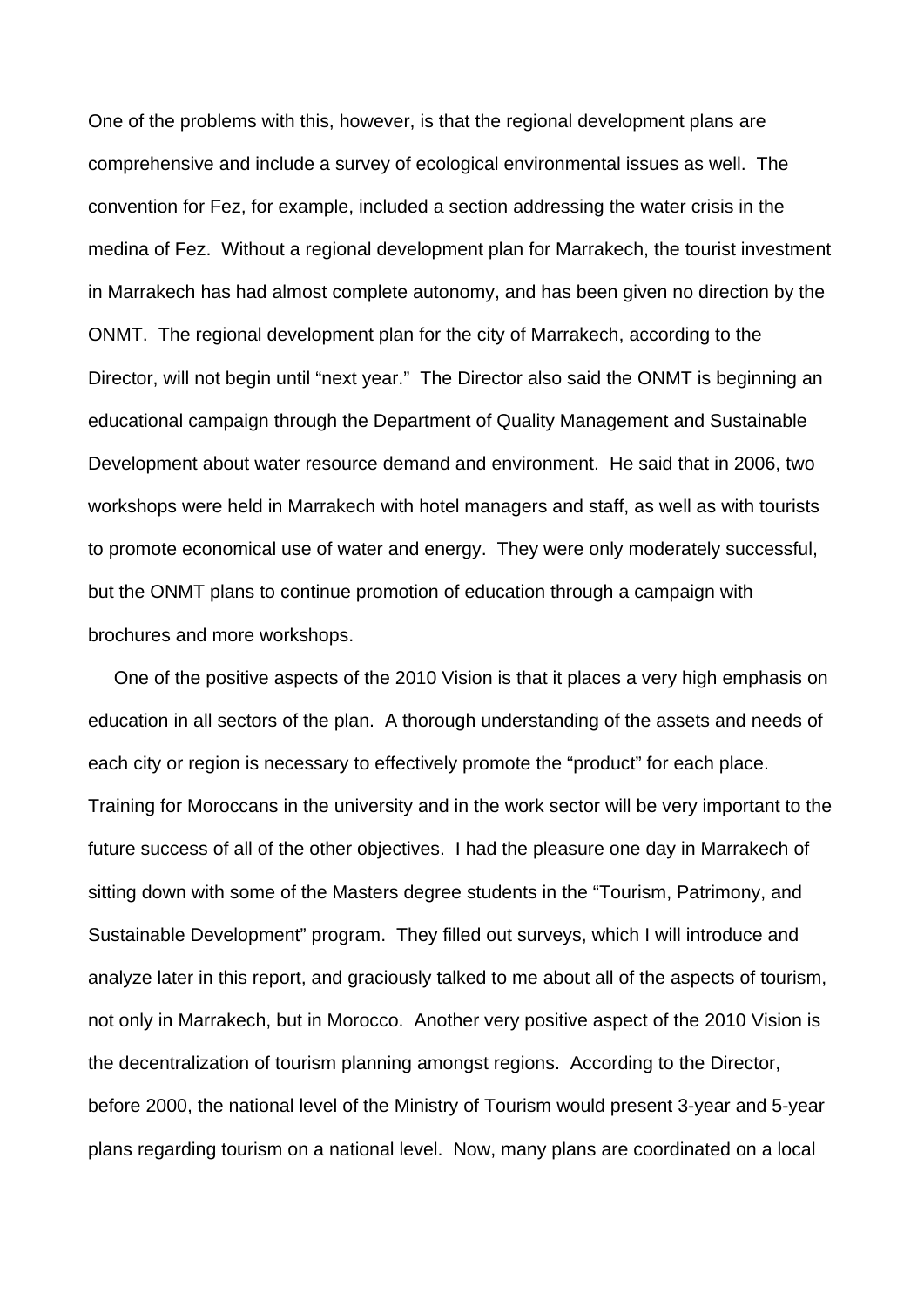One of the problems with this, however, is that the regional development plans are comprehensive and include a survey of ecological environmental issues as well. The convention for Fez, for example, included a section addressing the water crisis in the medina of Fez. Without a regional development plan for Marrakech, the tourist investment in Marrakech has had almost complete autonomy, and has been given no direction by the ONMT. The regional development plan for the city of Marrakech, according to the Director, will not begin until "next year." The Director also said the ONMT is beginning an educational campaign through the Department of Quality Management and Sustainable Development about water resource demand and environment. He said that in 2006, two workshops were held in Marrakech with hotel managers and staff, as well as with tourists to promote economical use of water and energy. They were only moderately successful, but the ONMT plans to continue promotion of education through a campaign with brochures and more workshops.

One of the positive aspects of the 2010 Vision is that it places a very high emphasis on education in all sectors of the plan. A thorough understanding of the assets and needs of each city or region is necessary to effectively promote the "product" for each place. Training for Moroccans in the university and in the work sector will be very important to the future success of all of the other objectives. I had the pleasure one day in Marrakech of sitting down with some of the Masters degree students in the "Tourism, Patrimony, and Sustainable Development" program. They filled out surveys, which I will introduce and analyze later in this report, and graciously talked to me about all of the aspects of tourism, not only in Marrakech, but in Morocco. Another very positive aspect of the 2010 Vision is the decentralization of tourism planning amongst regions. According to the Director, before 2000, the national level of the Ministry of Tourism would present 3-year and 5-year plans regarding tourism on a national level. Now, many plans are coordinated on a local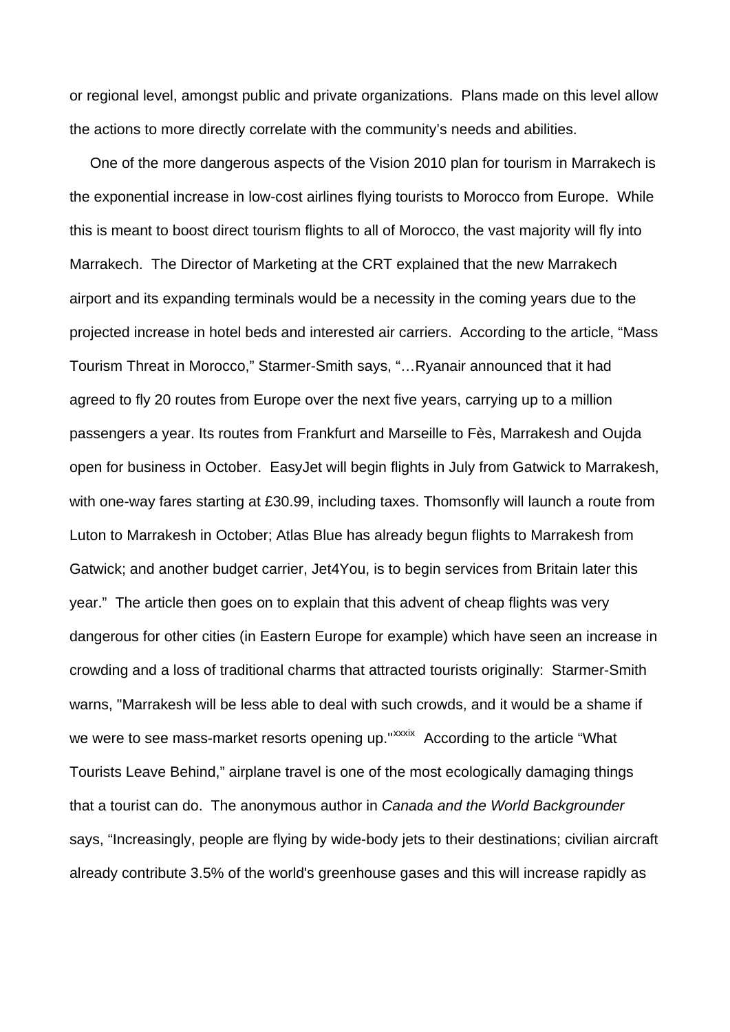or regional level, amongst public and private organizations. Plans made on this level allow the actions to more directly correlate with the community's needs and abilities.

One of the more dangerous aspects of the Vision 2010 plan for tourism in Marrakech is the exponential increase in low-cost airlines flying tourists to Morocco from Europe. While this is meant to boost direct tourism flights to all of Morocco, the vast majority will fly into Marrakech. The Director of Marketing at the CRT explained that the new Marrakech airport and its expanding terminals would be a necessity in the coming years due to the projected increase in hotel beds and interested air carriers. According to the article, "Mass Tourism Threat in Morocco," Starmer-Smith says, "…Ryanair announced that it had agreed to fly 20 routes from Europe over the next five years, carrying up to a million passengers a year. Its routes from Frankfurt and Marseille to Fès, Marrakesh and Oujda open for business in October. EasyJet will begin flights in July from Gatwick to Marrakesh, with one-way fares starting at £30.99, including taxes. Thomsonfly will launch a route from Luton to Marrakesh in October; Atlas Blue has already begun flights to Marrakesh from Gatwick; and another budget carrier, Jet4You, is to begin services from Britain later this year." The article then goes on to explain that this advent of cheap flights was very dangerous for other cities (in Eastern Europe for example) which have seen an increase in crowding and a loss of traditional charms that attracted tourists originally: Starmer-Smith warns, "Marrakesh will be less able to deal with such crowds, and it would be a shame if we were to see mass-market resorts opening up."[xxxix] According to the article "What Tourists Leave Behind," airplane travel is one of the most ecologically damaging things that a tourist can do. The anonymous author in *Canada and the World Backgrounder* says, "Increasingly, people are flying by wide-body jets to their destinations; civilian aircraft already contribute 3.5% of the world's greenhouse gases and this will increase rapidly as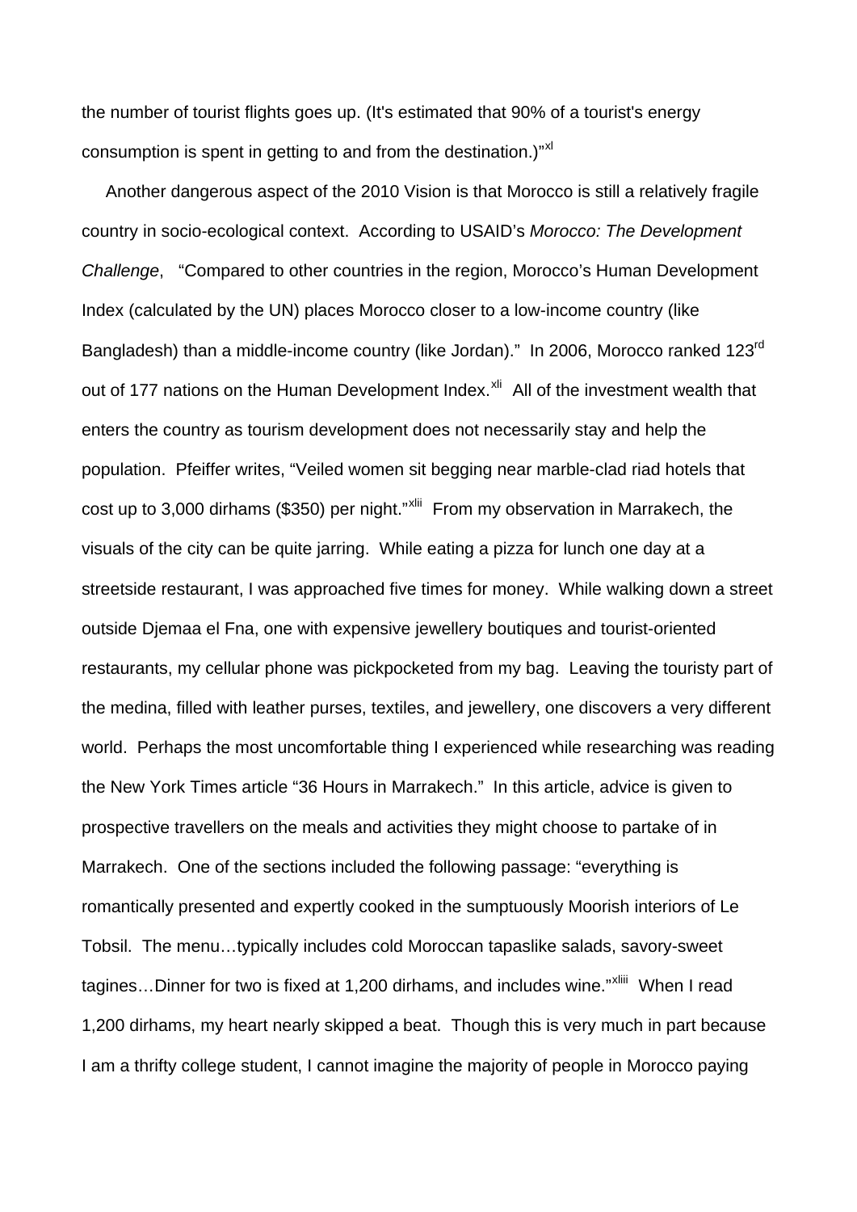the number of tourist flights goes up. (It's estimated that 90% of a tourist's energy consumption is spent in getting to and from the destination.)"[xl]

Another dangerous aspect of the 2010 Vision is that Morocco is still a relatively fragile country in socio-ecological context. According to USAID's *Morocco: The Development Challenge*, "Compared to other countries in the region, Morocco's Human Development Index (calculated by the UN) places Morocco closer to a low-income country (like Bangladesh) than a middle-income country (like Jordan)." In 2006, Morocco ranked 123rd out of 177 nations on the Human Development Index.[xli] All of the investment wealth that enters the country as tourism development does not necessarily stay and help the population. Pfeiffer writes, "Veiled women sit begging near marble-clad riad hotels that cost up to 3,000 dirhams ($350) per night."[xlii] From my observation in Marrakech, the visuals of the city can be quite jarring. While eating a pizza for lunch one day at a streetside restaurant, I was approached five times for money. While walking down a street outside Djemaa el Fna, one with expensive jewellery boutiques and tourist-oriented restaurants, my cellular phone was pickpocketed from my bag. Leaving the touristy part of the medina, filled with leather purses, textiles, and jewellery, one discovers a very different world. Perhaps the most uncomfortable thing I experienced while researching was reading the New York Times article "36 Hours in Marrakech." In this article, advice is given to prospective travellers on the meals and activities they might choose to partake of in Marrakech. One of the sections included the following passage: "everything is romantically presented and expertly cooked in the sumptuously Moorish interiors of Le Tobsil. The menu…typically includes cold Moroccan tapaslike salads, savory-sweet tagines…Dinner for two is fixed at 1,200 dirhams, and includes wine."[xliii] When I read 1,200 dirhams, my heart nearly skipped a beat. Though this is very much in part because I am a thrifty college student, I cannot imagine the majority of people in Morocco paying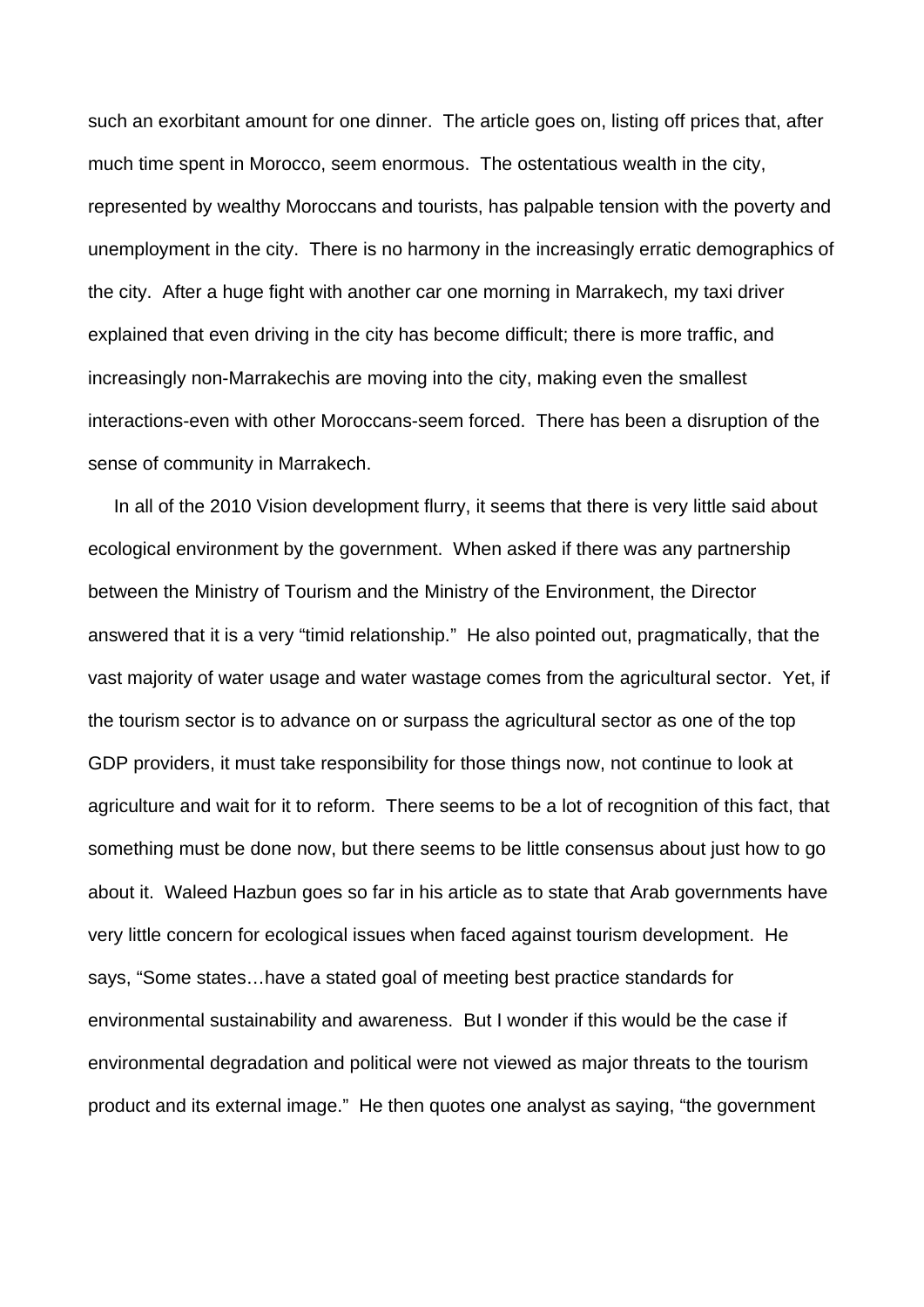such an exorbitant amount for one dinner. The article goes on, listing off prices that, after much time spent in Morocco, seem enormous. The ostentatious wealth in the city, represented by wealthy Moroccans and tourists, has palpable tension with the poverty and unemployment in the city. There is no harmony in the increasingly erratic demographics of the city. After a huge fight with another car one morning in Marrakech, my taxi driver explained that even driving in the city has become difficult; there is more traffic, and increasingly non-Marrakechis are moving into the city, making even the smallest interactions-even with other Moroccans-seem forced. There has been a disruption of the sense of community in Marrakech.

In all of the 2010 Vision development flurry, it seems that there is very little said about ecological environment by the government. When asked if there was any partnership between the Ministry of Tourism and the Ministry of the Environment, the Director answered that it is a very "timid relationship." He also pointed out, pragmatically, that the vast majority of water usage and water wastage comes from the agricultural sector. Yet, if the tourism sector is to advance on or surpass the agricultural sector as one of the top GDP providers, it must take responsibility for those things now, not continue to look at agriculture and wait for it to reform. There seems to be a lot of recognition of this fact, that something must be done now, but there seems to be little consensus about just how to go about it. Waleed Hazbun goes so far in his article as to state that Arab governments have very little concern for ecological issues when faced against tourism development. He says, "Some states…have a stated goal of meeting best practice standards for environmental sustainability and awareness. But I wonder if this would be the case if environmental degradation and political were not viewed as major threats to the tourism product and its external image." He then quotes one analyst as saying, "the government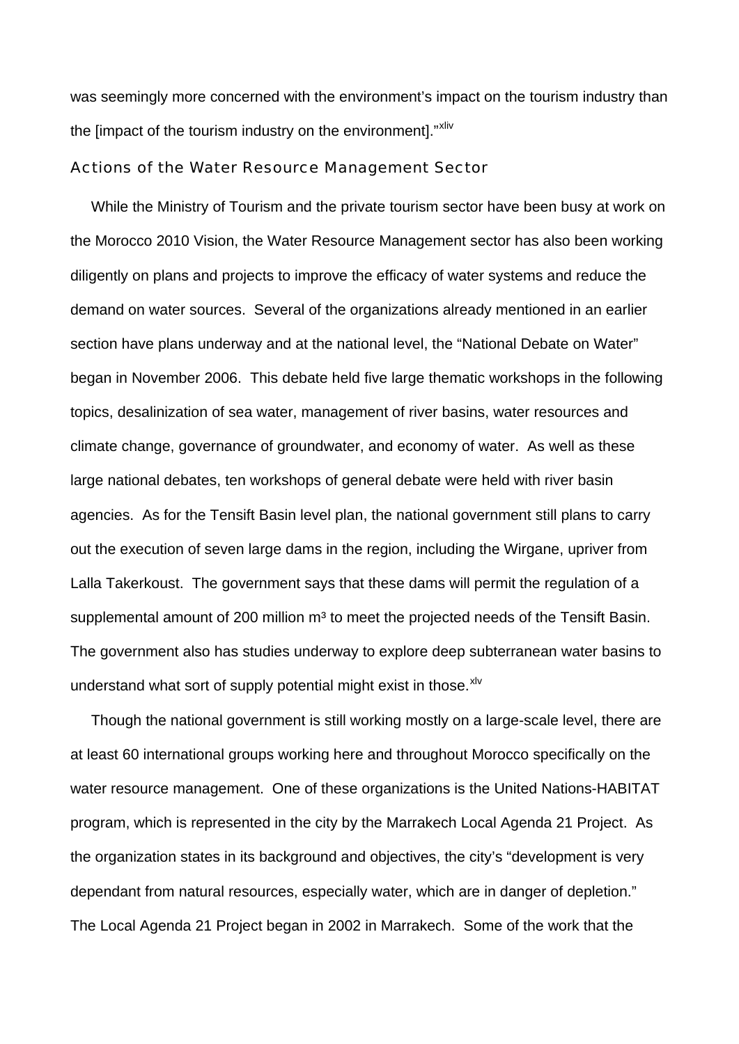was seemingly more concerned with the environment's impact on the tourism industry than the [impact of the tourism industry on the environment]."[xliv]

## Actions of the Water Resource Management Sector

While the Ministry of Tourism and the private tourism sector have been busy at work on the Morocco 2010 Vision, the Water Resource Management sector has also been working diligently on plans and projects to improve the efficacy of water systems and reduce the demand on water sources. Several of the organizations already mentioned in an earlier section have plans underway and at the national level, the "National Debate on Water" began in November 2006. This debate held five large thematic workshops in the following topics, desalinization of sea water, management of river basins, water resources and climate change, governance of groundwater, and economy of water. As well as these large national debates, ten workshops of general debate were held with river basin agencies. As for the Tensift Basin level plan, the national government still plans to carry out the execution of seven large dams in the region, including the Wirgane, upriver from Lalla Takerkoust. The government says that these dams will permit the regulation of a supplemental amount of 200 million m³ to meet the projected needs of the Tensift Basin. The government also has studies underway to explore deep subterranean water basins to understand what sort of supply potential might exist in those.[xlv]

Though the national government is still working mostly on a large-scale level, there are at least 60 international groups working here and throughout Morocco specifically on the water resource management. One of these organizations is the United Nations-HABITAT program, which is represented in the city by the Marrakech Local Agenda 21 Project. As the organization states in its background and objectives, the city's "development is very dependant from natural resources, especially water, which are in danger of depletion." The Local Agenda 21 Project began in 2002 in Marrakech. Some of the work that the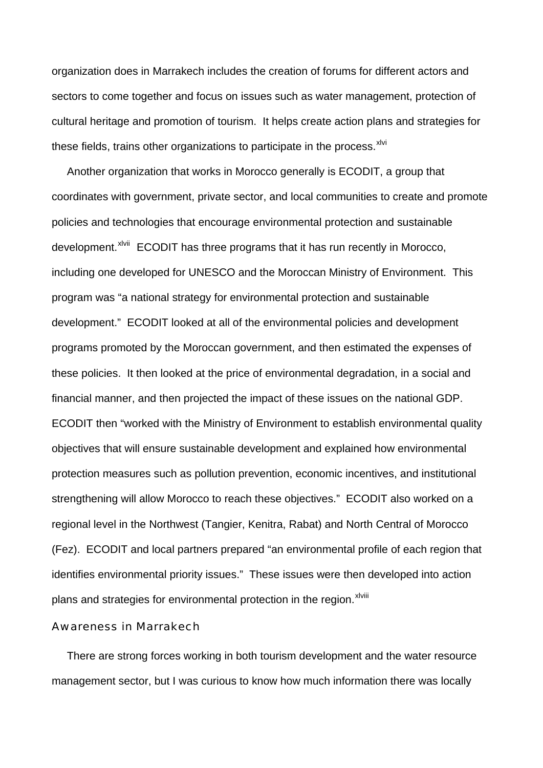organization does in Marrakech includes the creation of forums for different actors and sectors to come together and focus on issues such as water management, protection of cultural heritage and promotion of tourism. It helps create action plans and strategies for these fields, trains other organizations to participate in the process.[xlvi]

Another organization that works in Morocco generally is ECODIT, a group that coordinates with government, private sector, and local communities to create and promote policies and technologies that encourage environmental protection and sustainable development.[xlvii] ECODIT has three programs that it has run recently in Morocco, including one developed for UNESCO and the Moroccan Ministry of Environment. This program was "a national strategy for environmental protection and sustainable development." ECODIT looked at all of the environmental policies and development programs promoted by the Moroccan government, and then estimated the expenses of these policies. It then looked at the price of environmental degradation, in a social and financial manner, and then projected the impact of these issues on the national GDP. ECODIT then "worked with the Ministry of Environment to establish environmental quality objectives that will ensure sustainable development and explained how environmental protection measures such as pollution prevention, economic incentives, and institutional strengthening will allow Morocco to reach these objectives." ECODIT also worked on a regional level in the Northwest (Tangier, Kenitra, Rabat) and North Central of Morocco (Fez). ECODIT and local partners prepared "an environmental profile of each region that identifies environmental priority issues." These issues were then developed into action plans and strategies for environmental protection in the region.[xlviii]

## Awareness in Marrakech

There are strong forces working in both tourism development and the water resource management sector, but I was curious to know how much information there was locally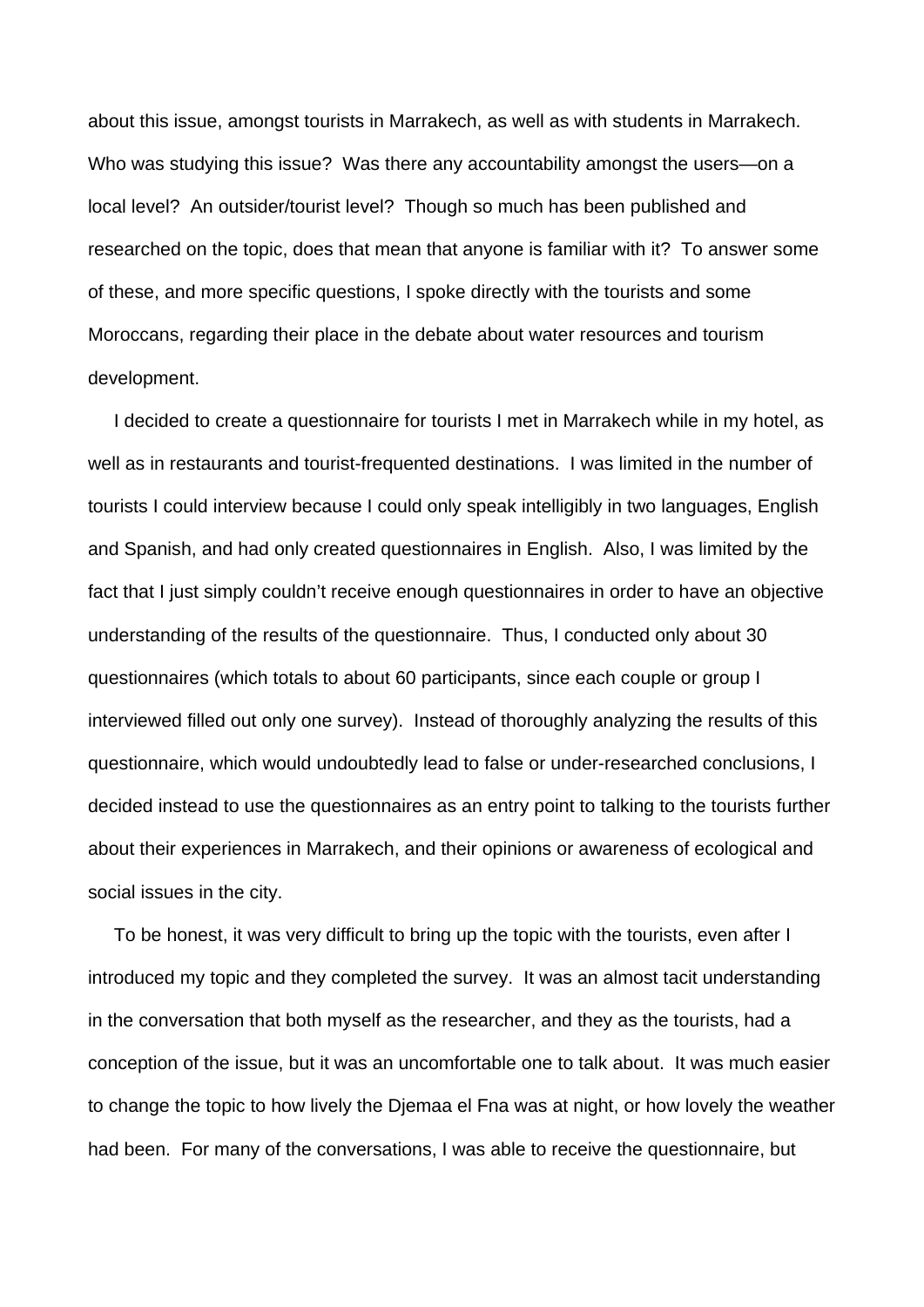about this issue, amongst tourists in Marrakech, as well as with students in Marrakech. Who was studying this issue? Was there any accountability amongst the users—on a local level? An outsider/tourist level? Though so much has been published and researched on the topic, does that mean that anyone is familiar with it? To answer some of these, and more specific questions, I spoke directly with the tourists and some Moroccans, regarding their place in the debate about water resources and tourism development.

I decided to create a questionnaire for tourists I met in Marrakech while in my hotel, as well as in restaurants and tourist-frequented destinations. I was limited in the number of tourists I could interview because I could only speak intelligibly in two languages, English and Spanish, and had only created questionnaires in English. Also, I was limited by the fact that I just simply couldn't receive enough questionnaires in order to have an objective understanding of the results of the questionnaire. Thus, I conducted only about 30 questionnaires (which totals to about 60 participants, since each couple or group I interviewed filled out only one survey). Instead of thoroughly analyzing the results of this questionnaire, which would undoubtedly lead to false or under-researched conclusions, I decided instead to use the questionnaires as an entry point to talking to the tourists further about their experiences in Marrakech, and their opinions or awareness of ecological and social issues in the city.

To be honest, it was very difficult to bring up the topic with the tourists, even after I introduced my topic and they completed the survey. It was an almost tacit understanding in the conversation that both myself as the researcher, and they as the tourists, had a conception of the issue, but it was an uncomfortable one to talk about. It was much easier to change the topic to how lively the Djemaa el Fna was at night, or how lovely the weather had been. For many of the conversations, I was able to receive the questionnaire, but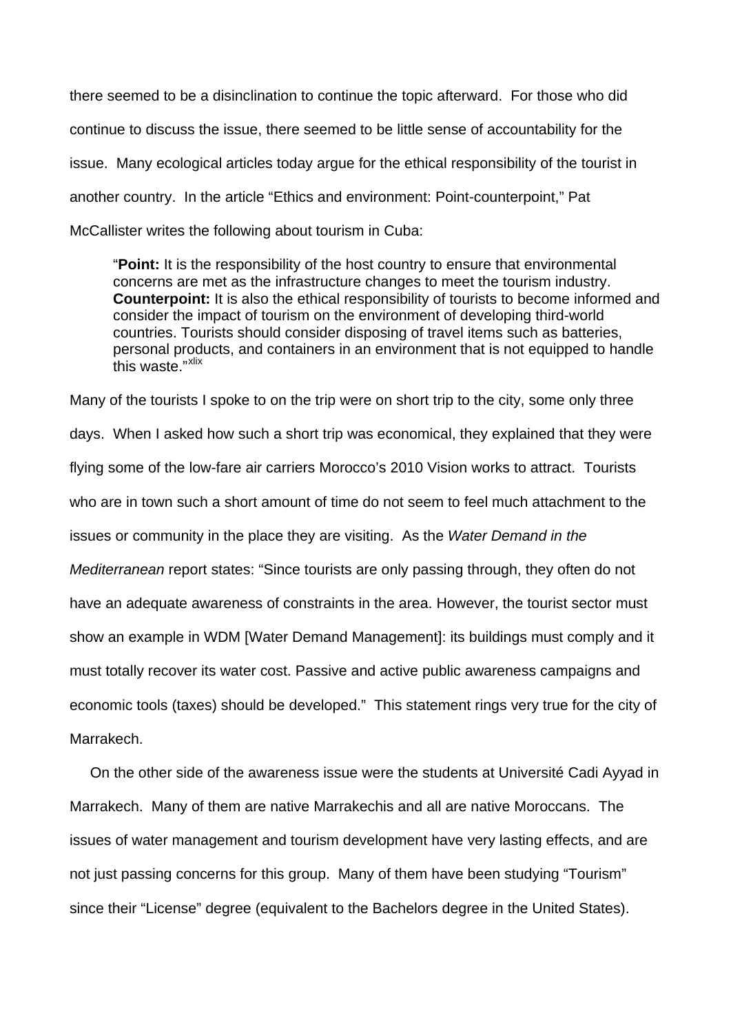there seemed to be a disinclination to continue the topic afterward. For those who did continue to discuss the issue, there seemed to be little sense of accountability for the issue. Many ecological articles today argue for the ethical responsibility of the tourist in another country. In the article "Ethics and environment: Point-counterpoint," Pat McCallister writes the following about tourism in Cuba:

> "**Point:** It is the responsibility of the host country to ensure that environmental concerns are met as the infrastructure changes to meet the tourism industry. **Counterpoint:** It is also the ethical responsibility of tourists to become informed and consider the impact of tourism on the environment of developing third-world countries. Tourists should consider disposing of travel items such as batteries, personal products, and containers in an environment that is not equipped to handle this waste."[xlix]

Many of the tourists I spoke to on the trip were on short trip to the city, some only three days. When I asked how such a short trip was economical, they explained that they were flying some of the low-fare air carriers Morocco's 2010 Vision works to attract. Tourists who are in town such a short amount of time do not seem to feel much attachment to the issues or community in the place they are visiting. As the *Water Demand in the Mediterranean* report states: "Since tourists are only passing through, they often do not have an adequate awareness of constraints in the area. However, the tourist sector must show an example in WDM [Water Demand Management]: its buildings must comply and it must totally recover its water cost. Passive and active public awareness campaigns and economic tools (taxes) should be developed." This statement rings very true for the city of Marrakech.

On the other side of the awareness issue were the students at Université Cadi Ayyad in Marrakech. Many of them are native Marrakechis and all are native Moroccans. The issues of water management and tourism development have very lasting effects, and are not just passing concerns for this group. Many of them have been studying "Tourism" since their "License" degree (equivalent to the Bachelors degree in the United States).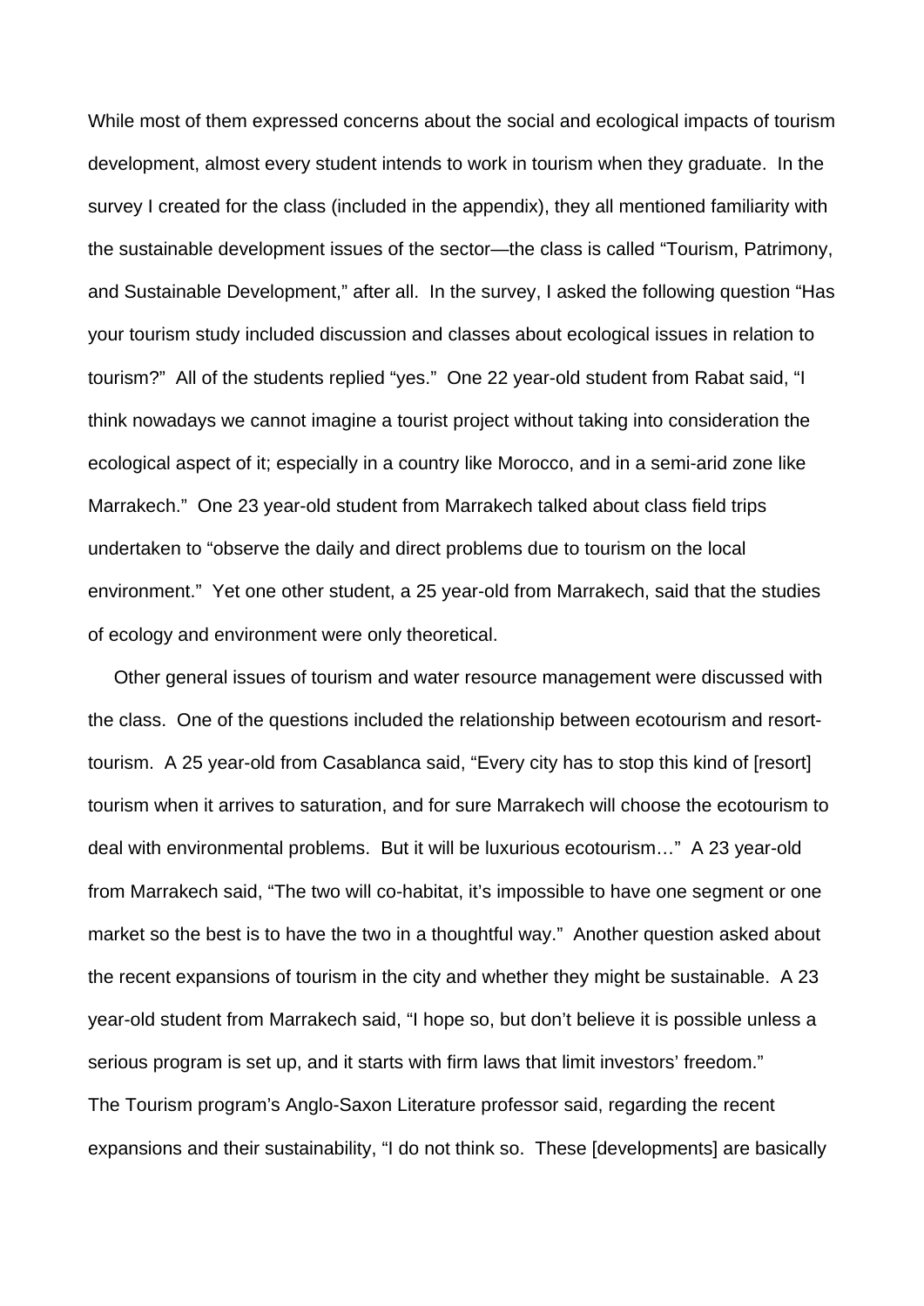While most of them expressed concerns about the social and ecological impacts of tourism development, almost every student intends to work in tourism when they graduate. In the survey I created for the class (included in the appendix), they all mentioned familiarity with the sustainable development issues of the sector—the class is called "Tourism, Patrimony, and Sustainable Development," after all. In the survey, I asked the following question "Has your tourism study included discussion and classes about ecological issues in relation to tourism?" All of the students replied "yes." One 22 year-old student from Rabat said, "I think nowadays we cannot imagine a tourist project without taking into consideration the ecological aspect of it; especially in a country like Morocco, and in a semi-arid zone like Marrakech." One 23 year-old student from Marrakech talked about class field trips undertaken to "observe the daily and direct problems due to tourism on the local environment." Yet one other student, a 25 year-old from Marrakech, said that the studies of ecology and environment were only theoretical.

Other general issues of tourism and water resource management were discussed with the class. One of the questions included the relationship between ecotourism and resort-tourism. A 25 year-old from Casablanca said, "Every city has to stop this kind of [resort] tourism when it arrives to saturation, and for sure Marrakech will choose the ecotourism to deal with environmental problems. But it will be luxurious ecotourism…" A 23 year-old from Marrakech said, "The two will co-habitat, it's impossible to have one segment or one market so the best is to have the two in a thoughtful way." Another question asked about the recent expansions of tourism in the city and whether they might be sustainable. A 23 year-old student from Marrakech said, "I hope so, but don't believe it is possible unless a serious program is set up, and it starts with firm laws that limit investors' freedom."

The Tourism program's Anglo-Saxon Literature professor said, regarding the recent expansions and their sustainability, "I do not think so. These [developments] are basically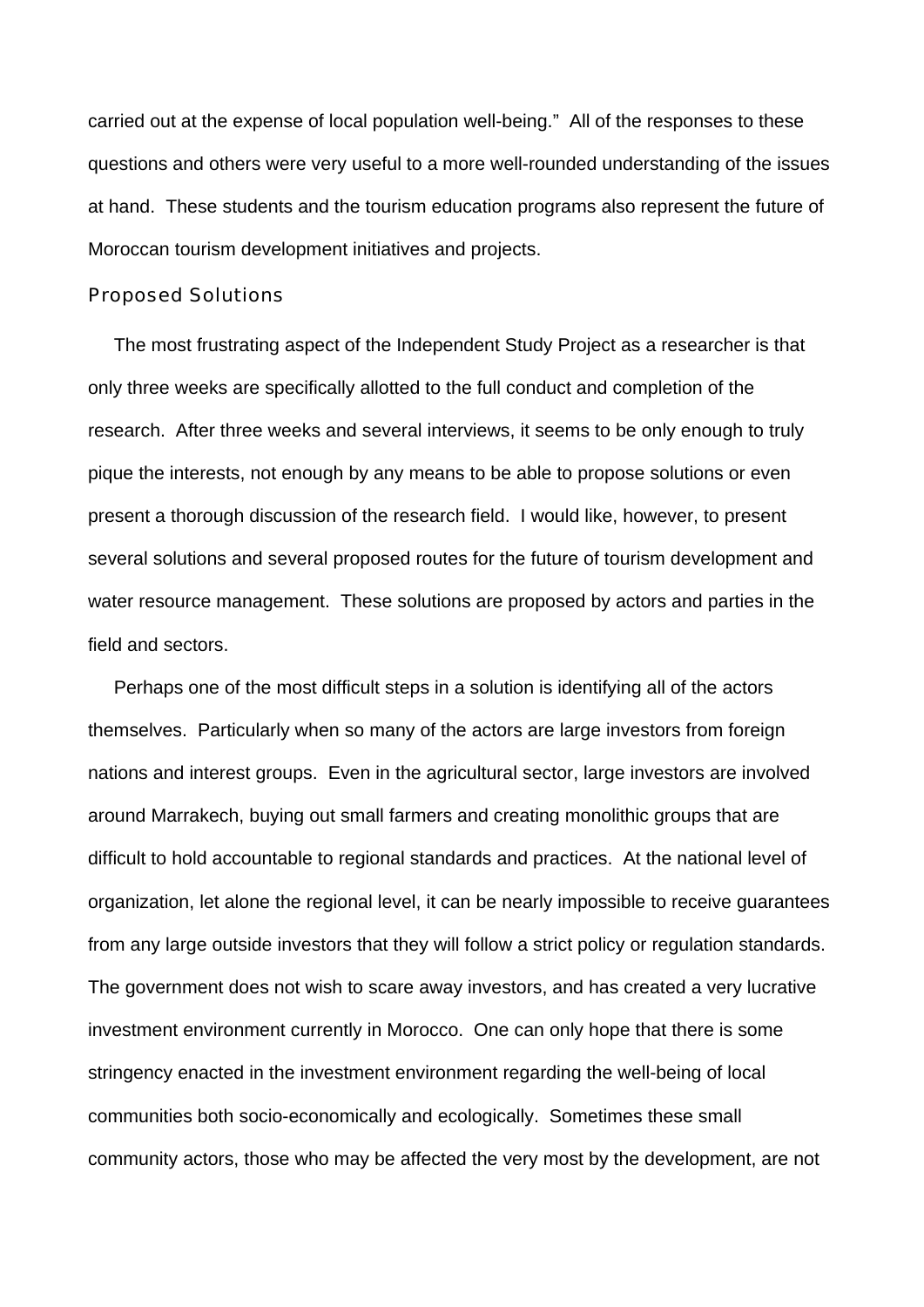carried out at the expense of local population well-being." All of the responses to these questions and others were very useful to a more well-rounded understanding of the issues at hand. These students and the tourism education programs also represent the future of Moroccan tourism development initiatives and projects.

## Proposed Solutions

The most frustrating aspect of the Independent Study Project as a researcher is that only three weeks are specifically allotted to the full conduct and completion of the research. After three weeks and several interviews, it seems to be only enough to truly pique the interests, not enough by any means to be able to propose solutions or even present a thorough discussion of the research field. I would like, however, to present several solutions and several proposed routes for the future of tourism development and water resource management. These solutions are proposed by actors and parties in the field and sectors.

Perhaps one of the most difficult steps in a solution is identifying all of the actors themselves. Particularly when so many of the actors are large investors from foreign nations and interest groups. Even in the agricultural sector, large investors are involved around Marrakech, buying out small farmers and creating monolithic groups that are difficult to hold accountable to regional standards and practices. At the national level of organization, let alone the regional level, it can be nearly impossible to receive guarantees from any large outside investors that they will follow a strict policy or regulation standards. The government does not wish to scare away investors, and has created a very lucrative investment environment currently in Morocco. One can only hope that there is some stringency enacted in the investment environment regarding the well-being of local communities both socio-economically and ecologically. Sometimes these small community actors, those who may be affected the very most by the development, are not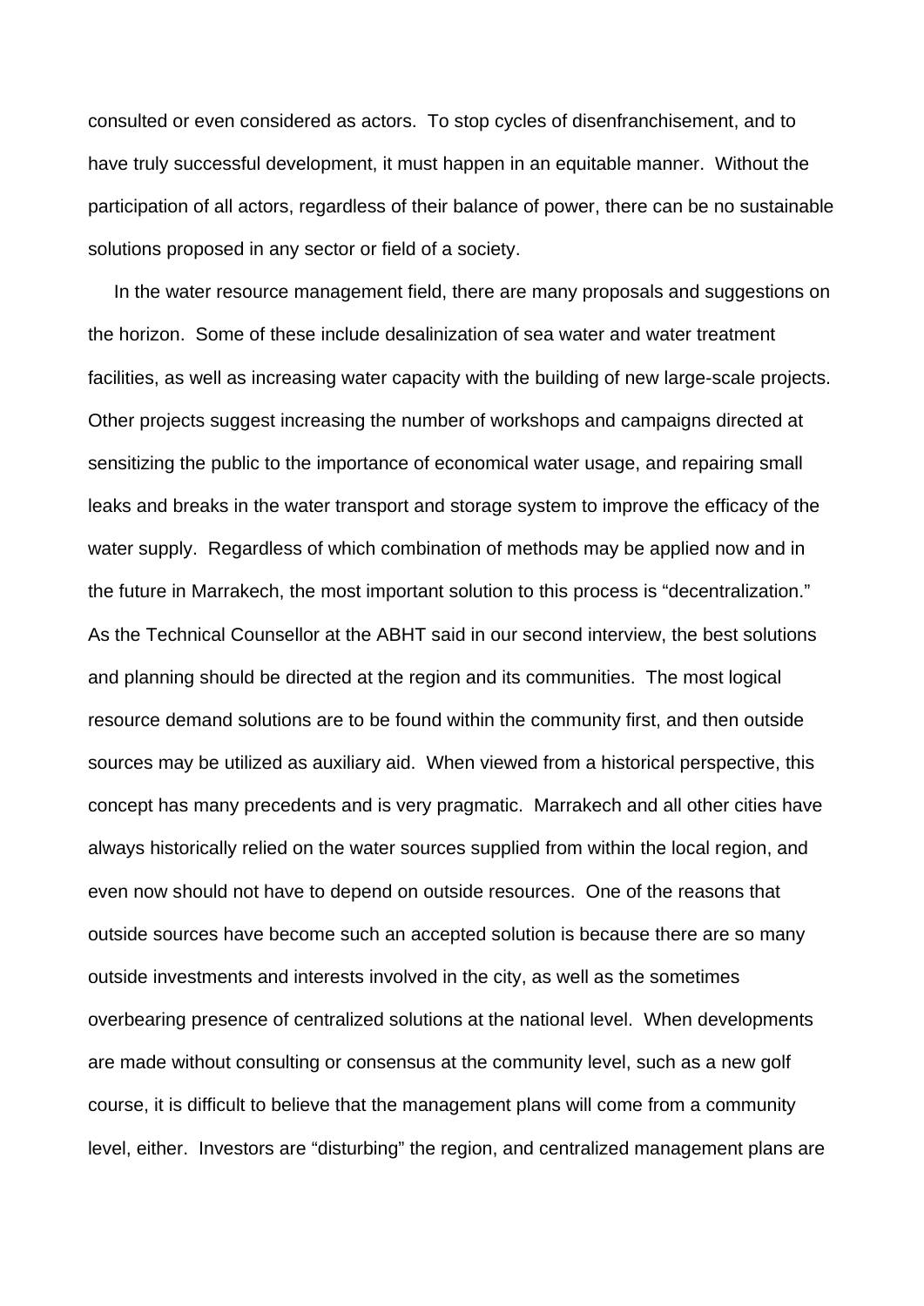consulted or even considered as actors. To stop cycles of disenfranchisement, and to have truly successful development, it must happen in an equitable manner. Without the participation of all actors, regardless of their balance of power, there can be no sustainable solutions proposed in any sector or field of a society.

In the water resource management field, there are many proposals and suggestions on the horizon. Some of these include desalinization of sea water and water treatment facilities, as well as increasing water capacity with the building of new large-scale projects. Other projects suggest increasing the number of workshops and campaigns directed at sensitizing the public to the importance of economical water usage, and repairing small leaks and breaks in the water transport and storage system to improve the efficacy of the water supply. Regardless of which combination of methods may be applied now and in the future in Marrakech, the most important solution to this process is "decentralization." As the Technical Counsellor at the ABHT said in our second interview, the best solutions and planning should be directed at the region and its communities. The most logical resource demand solutions are to be found within the community first, and then outside sources may be utilized as auxiliary aid. When viewed from a historical perspective, this concept has many precedents and is very pragmatic. Marrakech and all other cities have always historically relied on the water sources supplied from within the local region, and even now should not have to depend on outside resources. One of the reasons that outside sources have become such an accepted solution is because there are so many outside investments and interests involved in the city, as well as the sometimes overbearing presence of centralized solutions at the national level. When developments are made without consulting or consensus at the community level, such as a new golf course, it is difficult to believe that the management plans will come from a community level, either. Investors are "disturbing" the region, and centralized management plans are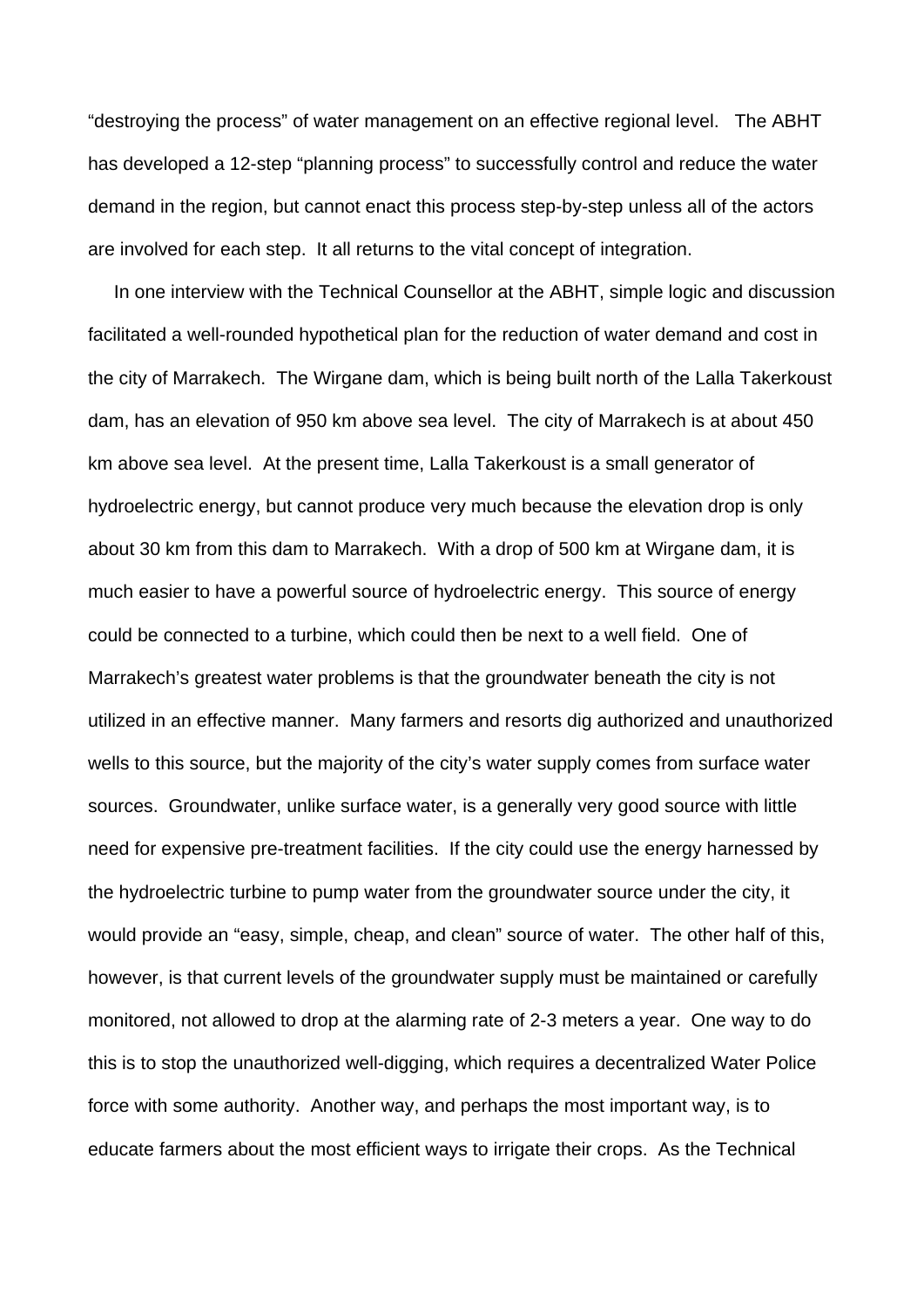“destroying the process” of water management on an effective regional level. The ABHT has developed a 12-step “planning process” to successfully control and reduce the water demand in the region, but cannot enact this process step-by-step unless all of the actors are involved for each step. It all returns to the vital concept of integration.

In one interview with the Technical Counsellor at the ABHT, simple logic and discussion facilitated a well-rounded hypothetical plan for the reduction of water demand and cost in the city of Marrakech. The Wirgane dam, which is being built north of the Lalla Takerkoust dam, has an elevation of 950 km above sea level. The city of Marrakech is at about 450 km above sea level. At the present time, Lalla Takerkoust is a small generator of hydroelectric energy, but cannot produce very much because the elevation drop is only about 30 km from this dam to Marrakech. With a drop of 500 km at Wirgane dam, it is much easier to have a powerful source of hydroelectric energy. This source of energy could be connected to a turbine, which could then be next to a well field. One of Marrakech’s greatest water problems is that the groundwater beneath the city is not utilized in an effective manner. Many farmers and resorts dig authorized and unauthorized wells to this source, but the majority of the city’s water supply comes from surface water sources. Groundwater, unlike surface water, is a generally very good source with little need for expensive pre-treatment facilities. If the city could use the energy harnessed by the hydroelectric turbine to pump water from the groundwater source under the city, it would provide an “easy, simple, cheap, and clean” source of water. The other half of this, however, is that current levels of the groundwater supply must be maintained or carefully monitored, not allowed to drop at the alarming rate of 2-3 meters a year. One way to do this is to stop the unauthorized well-digging, which requires a decentralized Water Police force with some authority. Another way, and perhaps the most important way, is to educate farmers about the most efficient ways to irrigate their crops. As the Technical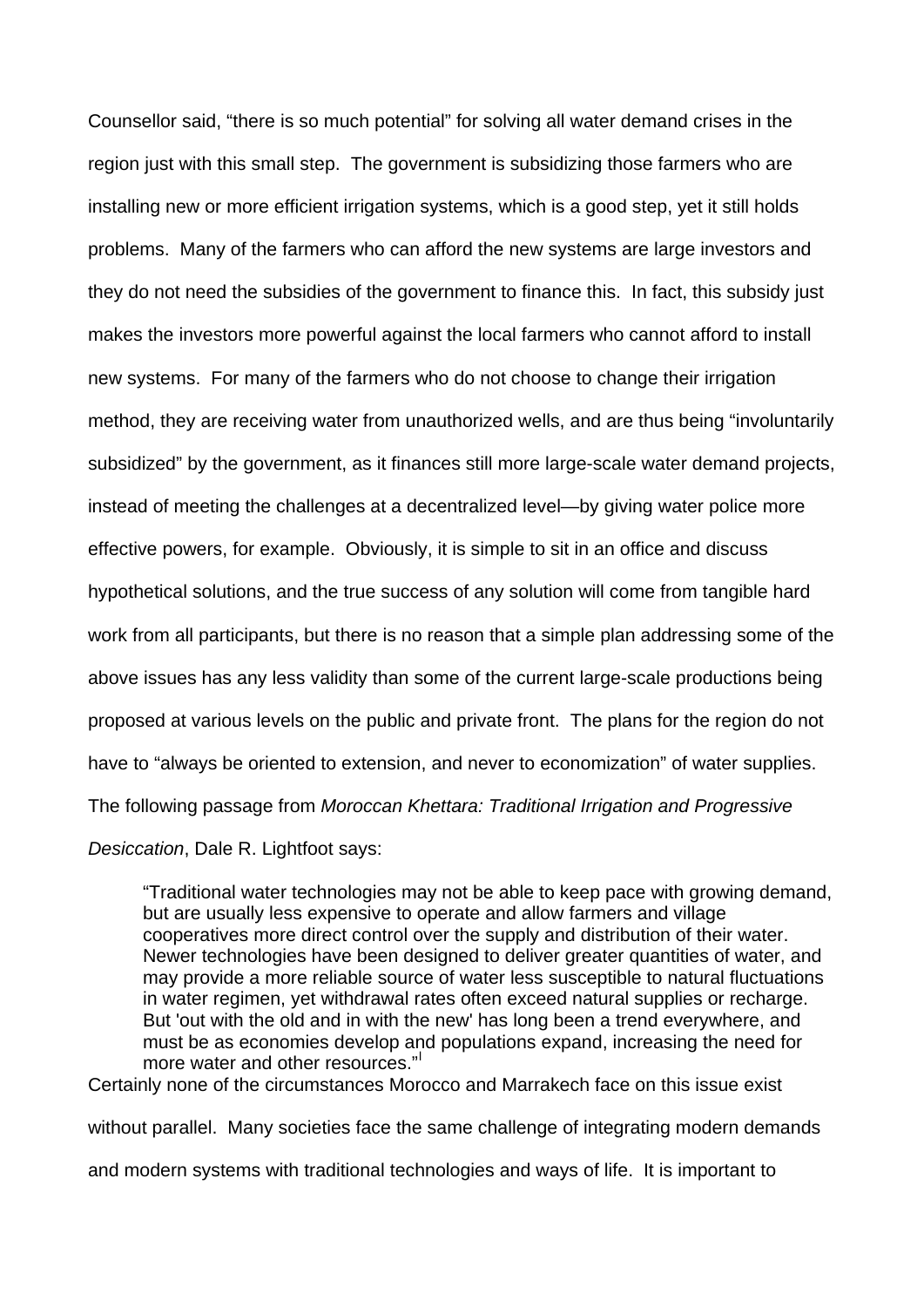Counsellor said, "there is so much potential" for solving all water demand crises in the region just with this small step. The government is subsidizing those farmers who are installing new or more efficient irrigation systems, which is a good step, yet it still holds problems. Many of the farmers who can afford the new systems are large investors and they do not need the subsidies of the government to finance this. In fact, this subsidy just makes the investors more powerful against the local farmers who cannot afford to install new systems. For many of the farmers who do not choose to change their irrigation method, they are receiving water from unauthorized wells, and are thus being "involuntarily subsidized" by the government, as it finances still more large-scale water demand projects, instead of meeting the challenges at a decentralized level—by giving water police more effective powers, for example. Obviously, it is simple to sit in an office and discuss hypothetical solutions, and the true success of any solution will come from tangible hard work from all participants, but there is no reason that a simple plan addressing some of the above issues has any less validity than some of the current large-scale productions being proposed at various levels on the public and private front. The plans for the region do not have to "always be oriented to extension, and never to economization" of water supplies. The following passage from *Moroccan Khettara: Traditional Irrigation and Progressive Desiccation*, Dale R. Lightfoot says:

> "Traditional water technologies may not be able to keep pace with growing demand, but are usually less expensive to operate and allow farmers and village cooperatives more direct control over the supply and distribution of their water. Newer technologies have been designed to deliver greater quantities of water, and may provide a more reliable source of water less susceptible to natural fluctuations in water regimen, yet withdrawal rates often exceed natural supplies or recharge. But 'out with the old and in with the new' has long been a trend everywhere, and must be as economies develop and populations expand, increasing the need for more water and other resources."[l]

Certainly none of the circumstances Morocco and Marrakech face on this issue exist without parallel. Many societies face the same challenge of integrating modern demands and modern systems with traditional technologies and ways of life. It is important to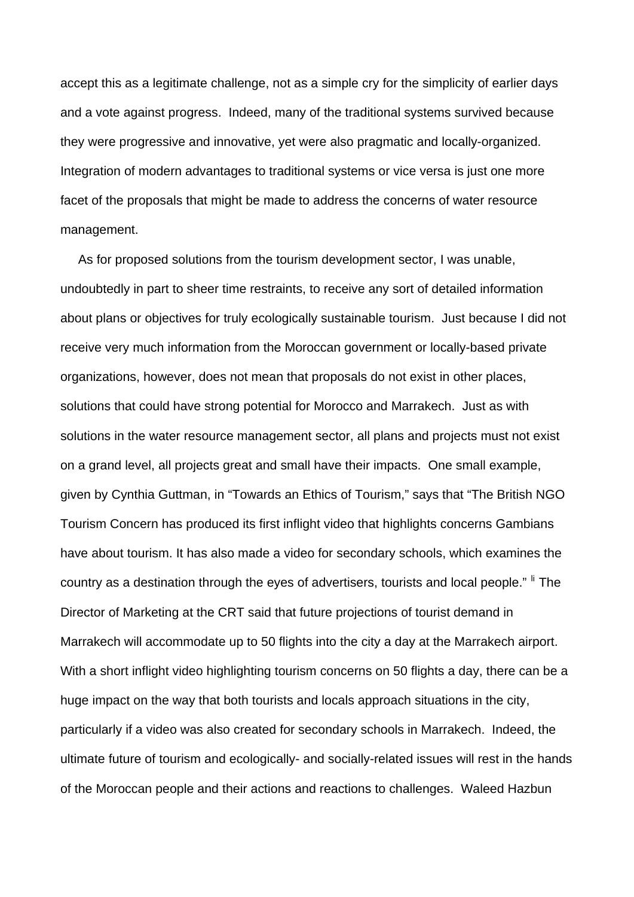accept this as a legitimate challenge, not as a simple cry for the simplicity of earlier days and a vote against progress. Indeed, many of the traditional systems survived because they were progressive and innovative, yet were also pragmatic and locally-organized. Integration of modern advantages to traditional systems or vice versa is just one more facet of the proposals that might be made to address the concerns of water resource management.

As for proposed solutions from the tourism development sector, I was unable, undoubtedly in part to sheer time restraints, to receive any sort of detailed information about plans or objectives for truly ecologically sustainable tourism. Just because I did not receive very much information from the Moroccan government or locally-based private organizations, however, does not mean that proposals do not exist in other places, solutions that could have strong potential for Morocco and Marrakech. Just as with solutions in the water resource management sector, all plans and projects must not exist on a grand level, all projects great and small have their impacts. One small example, given by Cynthia Guttman, in "Towards an Ethics of Tourism," says that "The British NGO Tourism Concern has produced its first inflight video that highlights concerns Gambians have about tourism. It has also made a video for secondary schools, which examines the country as a destination through the eyes of advertisers, tourists and local people." [li] The Director of Marketing at the CRT said that future projections of tourist demand in Marrakech will accommodate up to 50 flights into the city a day at the Marrakech airport. With a short inflight video highlighting tourism concerns on 50 flights a day, there can be a huge impact on the way that both tourists and locals approach situations in the city, particularly if a video was also created for secondary schools in Marrakech. Indeed, the ultimate future of tourism and ecologically- and socially-related issues will rest in the hands of the Moroccan people and their actions and reactions to challenges. Waleed Hazbun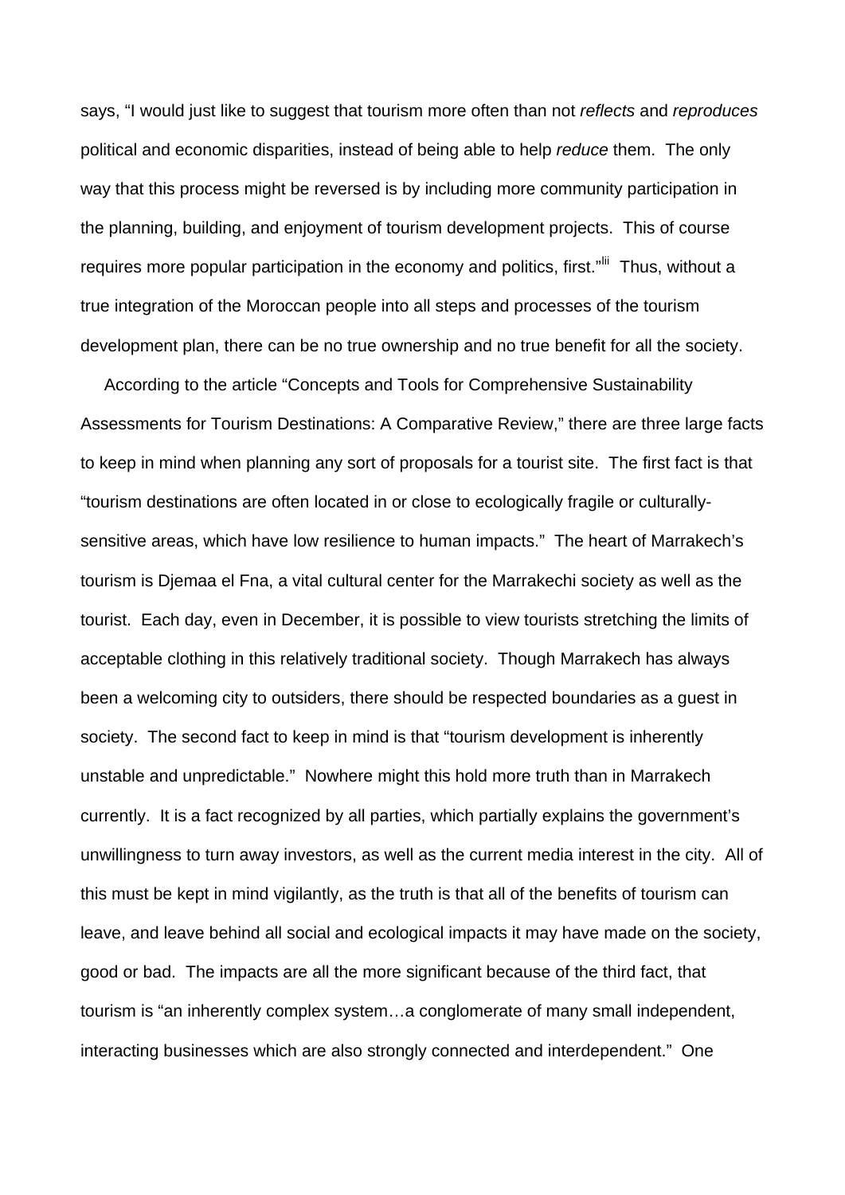says, "I would just like to suggest that tourism more often than not *reflects* and *reproduces* political and economic disparities, instead of being able to help *reduce* them. The only way that this process might be reversed is by including more community participation in the planning, building, and enjoyment of tourism development projects. This of course requires more popular participation in the economy and politics, first."[lii] Thus, without a true integration of the Moroccan people into all steps and processes of the tourism development plan, there can be no true ownership and no true benefit for all the society.

According to the article "Concepts and Tools for Comprehensive Sustainability Assessments for Tourism Destinations: A Comparative Review," there are three large facts to keep in mind when planning any sort of proposals for a tourist site. The first fact is that "tourism destinations are often located in or close to ecologically fragile or culturally-sensitive areas, which have low resilience to human impacts." The heart of Marrakech's tourism is Djemaa el Fna, a vital cultural center for the Marrakechi society as well as the tourist. Each day, even in December, it is possible to view tourists stretching the limits of acceptable clothing in this relatively traditional society. Though Marrakech has always been a welcoming city to outsiders, there should be respected boundaries as a guest in society. The second fact to keep in mind is that "tourism development is inherently unstable and unpredictable." Nowhere might this hold more truth than in Marrakech currently. It is a fact recognized by all parties, which partially explains the government's unwillingness to turn away investors, as well as the current media interest in the city. All of this must be kept in mind vigilantly, as the truth is that all of the benefits of tourism can leave, and leave behind all social and ecological impacts it may have made on the society, good or bad. The impacts are all the more significant because of the third fact, that tourism is "an inherently complex system…a conglomerate of many small independent, interacting businesses which are also strongly connected and interdependent." One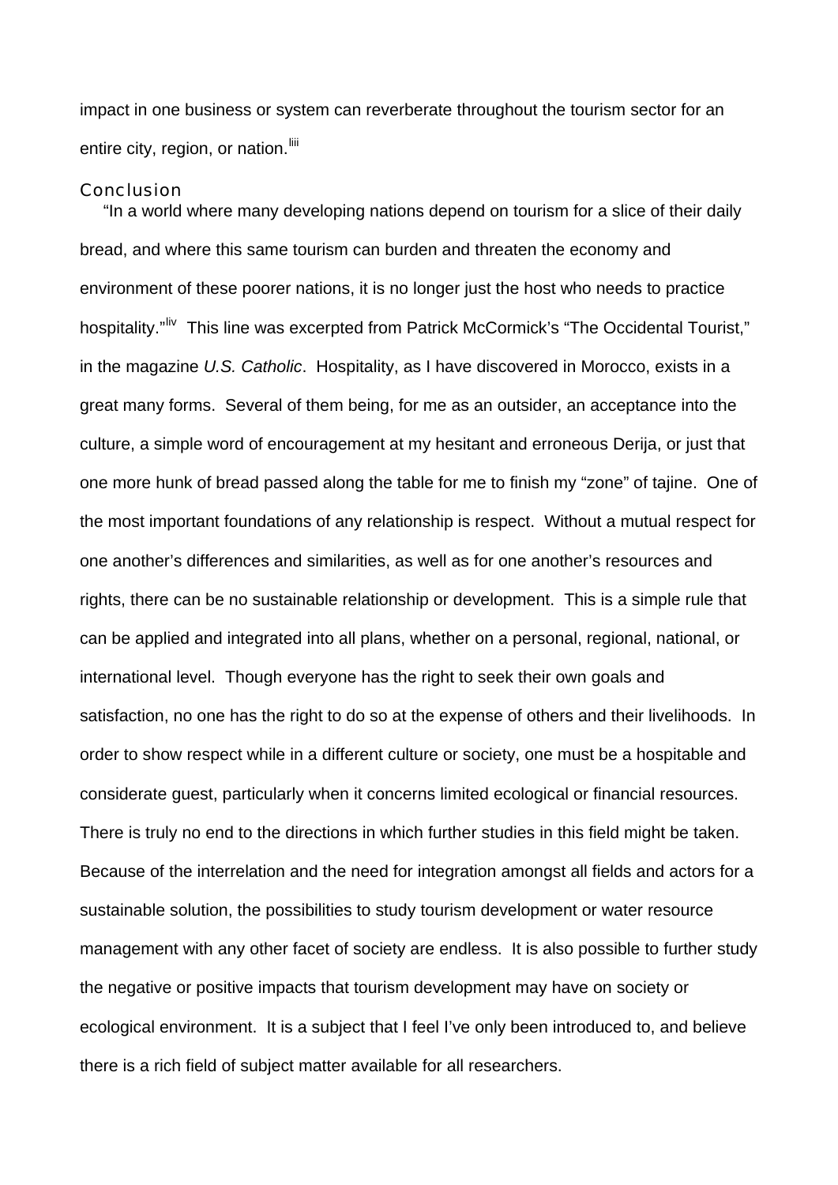impact in one business or system can reverberate throughout the tourism sector for an entire city, region, or nation.[liii]

## Conclusion

"In a world where many developing nations depend on tourism for a slice of their daily bread, and where this same tourism can burden and threaten the economy and environment of these poorer nations, it is no longer just the host who needs to practice hospitality."[liv] This line was excerpted from Patrick McCormick's "The Occidental Tourist," in the magazine *U.S. Catholic*. Hospitality, as I have discovered in Morocco, exists in a great many forms. Several of them being, for me as an outsider, an acceptance into the culture, a simple word of encouragement at my hesitant and erroneous Derija, or just that one more hunk of bread passed along the table for me to finish my "zone" of tajine. One of the most important foundations of any relationship is respect. Without a mutual respect for one another's differences and similarities, as well as for one another's resources and rights, there can be no sustainable relationship or development. This is a simple rule that can be applied and integrated into all plans, whether on a personal, regional, national, or international level. Though everyone has the right to seek their own goals and satisfaction, no one has the right to do so at the expense of others and their livelihoods. In order to show respect while in a different culture or society, one must be a hospitable and considerate guest, particularly when it concerns limited ecological or financial resources. There is truly no end to the directions in which further studies in this field might be taken. Because of the interrelation and the need for integration amongst all fields and actors for a sustainable solution, the possibilities to study tourism development or water resource management with any other facet of society are endless. It is also possible to further study the negative or positive impacts that tourism development may have on society or ecological environment. It is a subject that I feel I've only been introduced to, and believe there is a rich field of subject matter available for all researchers.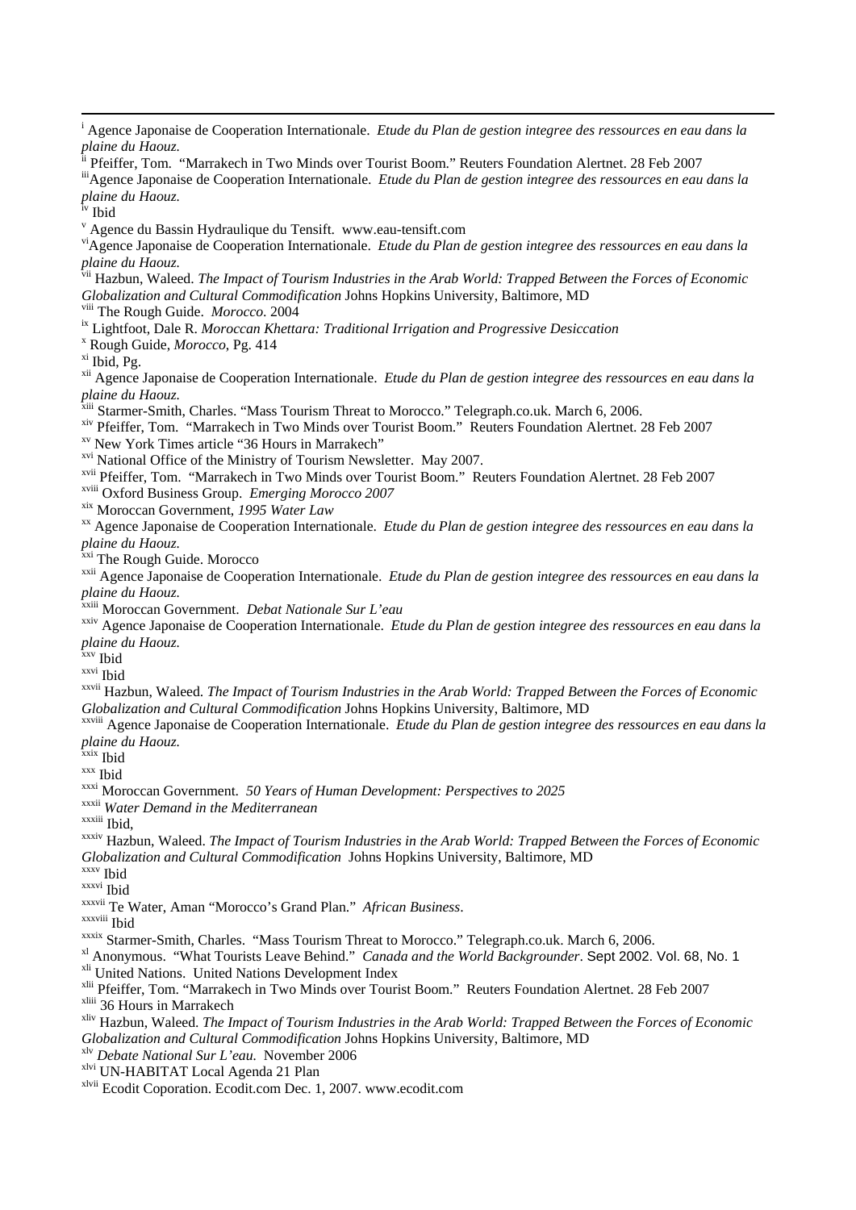[i] Agence Japonaise de Cooperation Internationale. *Etude du Plan de gestion integree des ressources en eau dans la plaine du Haouz.*

[ii] Pfeiffer, Tom. "Marrakech in Two Minds over Tourist Boom." Reuters Foundation Alertnet. 28 Feb 2007

[iii] Agence Japonaise de Cooperation Internationale. *Etude du Plan de gestion integree des ressources en eau dans la plaine du Haouz.*

[iv] Ibid

[v] Agence du Bassin Hydraulique du Tensift. www.eau-tensift.com

[vi] Agence Japonaise de Cooperation Internationale. *Etude du Plan de gestion integree des ressources en eau dans la plaine du Haouz.*

[vii] Hazbun, Waleed. *The Impact of Tourism Industries in the Arab World: Trapped Between the Forces of Economic Globalization and Cultural Commodification* Johns Hopkins University, Baltimore, MD

[viii] The Rough Guide. *Morocco.* 2004

[ix] Lightfoot, Dale R. *Moroccan Khettara: Traditional Irrigation and Progressive Desiccation*

[x] Rough Guide, *Morocco*, Pg. 414

[xi] Ibid, Pg.

[xii] Agence Japonaise de Cooperation Internationale. *Etude du Plan de gestion integree des ressources en eau dans la plaine du Haouz.*

[xiii] Starmer-Smith, Charles. "Mass Tourism Threat to Morocco." Telegraph.co.uk. March 6, 2006.

[xiv] Pfeiffer, Tom. "Marrakech in Two Minds over Tourist Boom." Reuters Foundation Alertnet. 28 Feb 2007

[xv] New York Times article "36 Hours in Marrakech"

[xvi] National Office of the Ministry of Tourism Newsletter. May 2007.

[xvii] Pfeiffer, Tom. "Marrakech in Two Minds over Tourist Boom." Reuters Foundation Alertnet. 28 Feb 2007

[xviii] Oxford Business Group. *Emerging Morocco 2007*

[xix] Moroccan Government, *1995 Water Law*

[xx] Agence Japonaise de Cooperation Internationale. *Etude du Plan de gestion integree des ressources en eau dans la plaine du Haouz.*

[xxi] The Rough Guide. Morocco

[xxii] Agence Japonaise de Cooperation Internationale. *Etude du Plan de gestion integree des ressources en eau dans la plaine du Haouz.*

[xxiii] Moroccan Government. *Debat Nationale Sur L'eau*

[xxiv] Agence Japonaise de Cooperation Internationale. *Etude du Plan de gestion integree des ressources en eau dans la plaine du Haouz.*

[xxv] Ibid

[xxvi] Ibid

[xxvii] Hazbun, Waleed. *The Impact of Tourism Industries in the Arab World: Trapped Between the Forces of Economic Globalization and Cultural Commodification* Johns Hopkins University, Baltimore, MD

[xxviii] Agence Japonaise de Cooperation Internationale. *Etude du Plan de gestion integree des ressources en eau dans la plaine du Haouz.*

[xxix] Ibid

[xxx] Ibid

[xxxi] Moroccan Government. *50 Years of Human Development: Perspectives to 2025*

[xxxii] *Water Demand in the Mediterranean*

[xxxiii] Ibid,

[xxxiv] Hazbun, Waleed. *The Impact of Tourism Industries in the Arab World: Trapped Between the Forces of Economic Globalization and Cultural Commodification* Johns Hopkins University, Baltimore, MD

[xxxv] Ibid

[xxxvi] Ibid

[xxxvii] Te Water, Aman "Morocco's Grand Plan." *African Business*.

[xxxviii] Ibid

[xxxix] Starmer-Smith, Charles. "Mass Tourism Threat to Morocco." Telegraph.co.uk. March 6, 2006.

[xl] Anonymous. "What Tourists Leave Behind." *Canada and the World Backgrounder*. Sept 2002. Vol. 68, No. 1

[xli] United Nations. United Nations Development Index

[xlii] Pfeiffer, Tom. "Marrakech in Two Minds over Tourist Boom." Reuters Foundation Alertnet. 28 Feb 2007

[xliii] 36 Hours in Marrakech

[xliv] Hazbun, Waleed. *The Impact of Tourism Industries in the Arab World: Trapped Between the Forces of Economic Globalization and Cultural Commodification* Johns Hopkins University, Baltimore, MD

[xlv] *Debate National Sur L'eau.* November 2006

[xlvi] UN-HABITAT Local Agenda 21 Plan

[xlvii] Ecodit Coporation. Ecodit.com Dec. 1, 2007. www.ecodit.com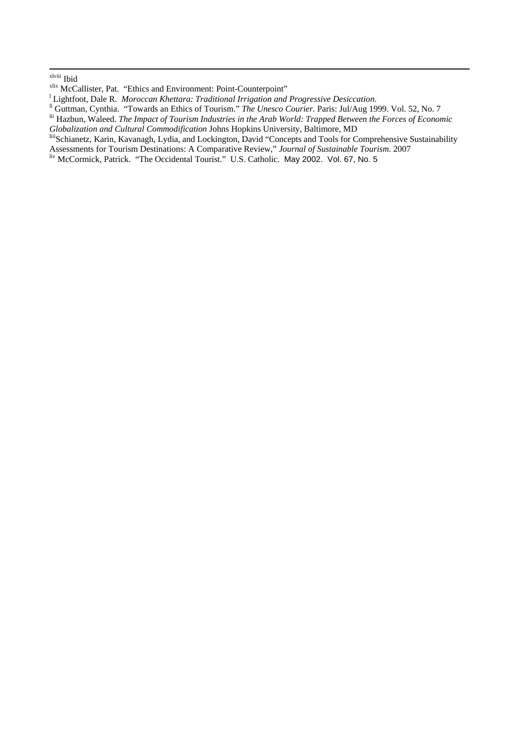[xlviii] Ibid

[xlix] McCallister, Pat. "Ethics and Environment: Point-Counterpoint"

[l] Lightfoot, Dale R. *Moroccan Khettara: Traditional Irrigation and Progressive Desiccation.*

[li] Guttman, Cynthia. "Towards an Ethics of Tourism." *The Unesco Courier.* Paris: Jul/Aug 1999. Vol. 52, No. 7

[lii] Hazbun, Waleed. *The Impact of Tourism Industries in the Arab World: Trapped Between the Forces of Economic Globalization and Cultural Commodification* Johns Hopkins University, Baltimore, MD

[liii] Schianetz, Karin, Kavanagh, Lydia, and Lockington, David "Concepts and Tools for Comprehensive Sustainability Assessments for Tourism Destinations: A Comparative Review," *Journal of Sustainable Tourism*. 2007

[liv] McCormick, Patrick. "The Occidental Tourist." U.S. Catholic. May 2002. Vol. 67, No. 5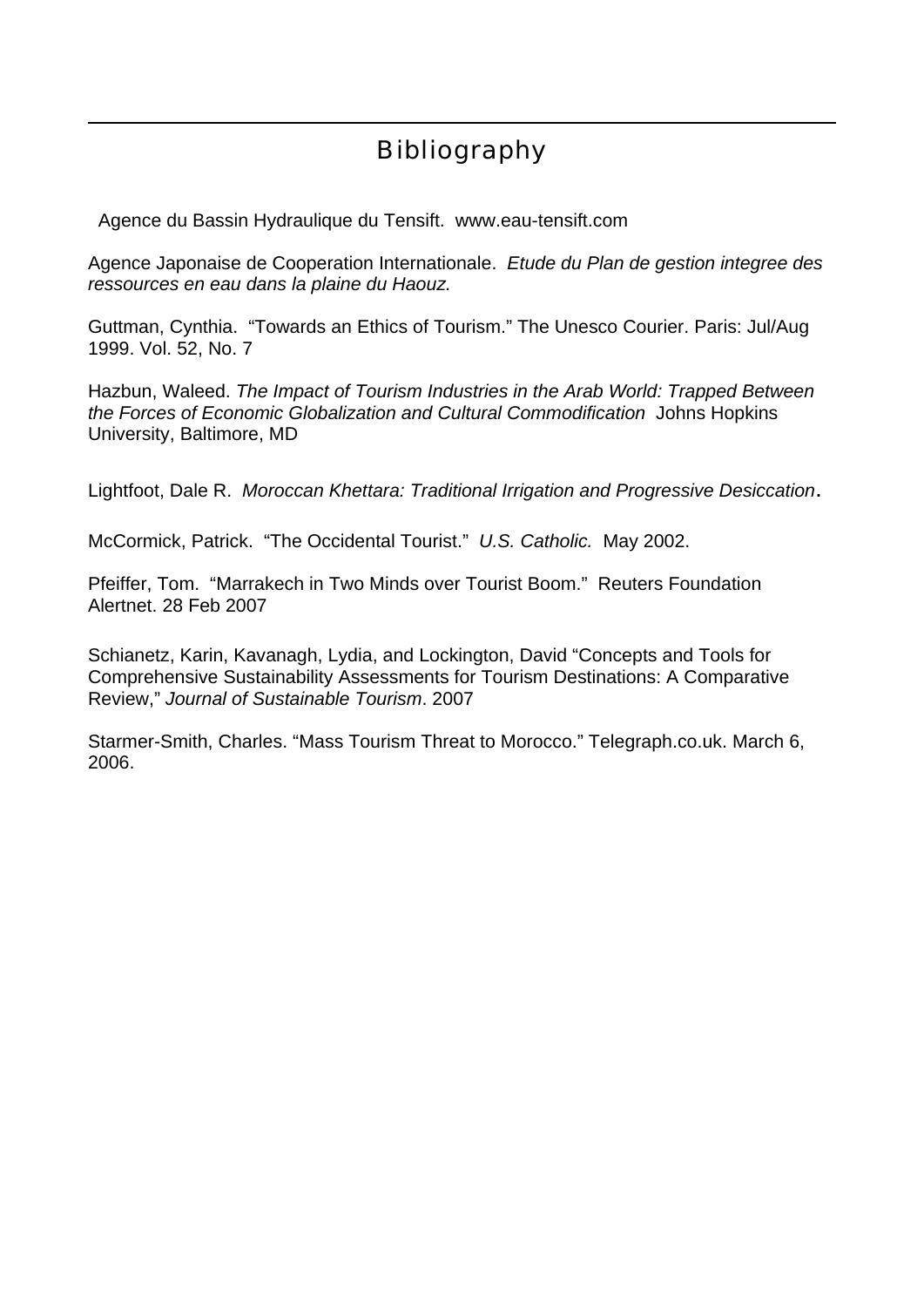# Bibliography

Agence du Bassin Hydraulique du Tensift. www.eau-tensift.com

Agence Japonaise de Cooperation Internationale. *Etude du Plan de gestion integree des ressources en eau dans la plaine du Haouz.*

Guttman, Cynthia. "Towards an Ethics of Tourism." The Unesco Courier. Paris: Jul/Aug 1999. Vol. 52, No. 7

Hazbun, Waleed. *The Impact of Tourism Industries in the Arab World: Trapped Between the Forces of Economic Globalization and Cultural Commodification* Johns Hopkins University, Baltimore, MD

Lightfoot, Dale R. *Moroccan Khettara: Traditional Irrigation and Progressive Desiccation*.

McCormick, Patrick. "The Occidental Tourist." *U.S. Catholic.* May 2002.

Pfeiffer, Tom. "Marrakech in Two Minds over Tourist Boom." Reuters Foundation Alertnet. 28 Feb 2007

Schianetz, Karin, Kavanagh, Lydia, and Lockington, David "Concepts and Tools for Comprehensive Sustainability Assessments for Tourism Destinations: A Comparative Review," *Journal of Sustainable Tourism*. 2007

Starmer-Smith, Charles. "Mass Tourism Threat to Morocco." Telegraph.co.uk. March 6, 2006.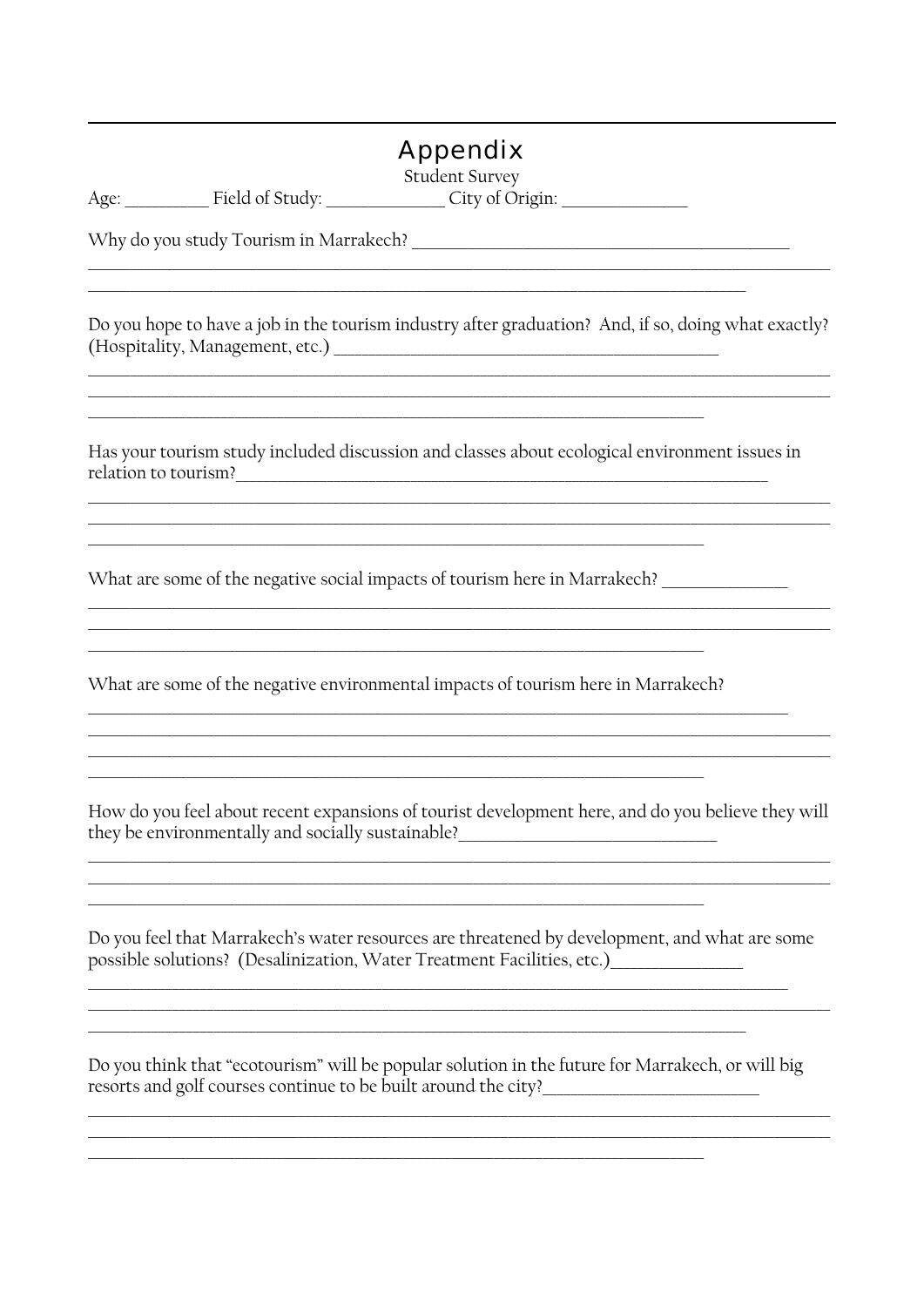# Appendix

Student Survey

Age: __________ Field of Study: ______________ City of Origin: _______________

Why do you study Tourism in Marrakech? ______________________________________________

Do you hope to have a job in the tourism industry after graduation? And, if so, doing what exactly? (Hospitality, Management, etc.) ______________________________________________

Has your tourism study included discussion and classes about ecological environment issues in relation to tourism?______________________________________________

What are some of the negative social impacts of tourism here in Marrakech? _______________

What are some of the negative environmental impacts of tourism here in Marrakech?

How do you feel about recent expansions of tourist development here, and do you believe they will they be environmentally and socially sustainable?______________________________

Do you feel that Marrakech's water resources are threatened by development, and what are some possible solutions? (Desalinization, Water Treatment Facilities, etc.)_______________

Do you think that "ecotourism" will be popular solution in the future for Marrakech, or will big resorts and golf courses continue to be built around the city?___________________________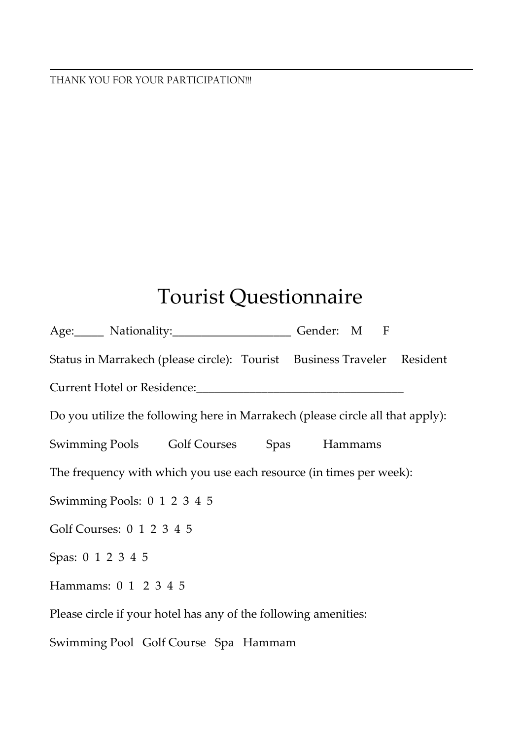---

THANK YOU FOR YOUR PARTICIPATION!!!

# Tourist Questionnaire

Age:_____ Nationality:____________________ Gender: M F

Status in Marrakech (please circle): Tourist Business Traveler Resident

Current Hotel or Residence:___________________________________

Do you utilize the following here in Marrakech (please circle all that apply):

Swimming Pools Golf Courses Spas Hammams

The frequency with which you use each resource (in times per week):

Swimming Pools: 0 1 2 3 4 5

Golf Courses: 0 1 2 3 4 5

Spas: 0 1 2 3 4 5

Hammams: 0 1 2 3 4 5

Please circle if your hotel has any of the following amenities:

Swimming Pool Golf Course Spa Hammam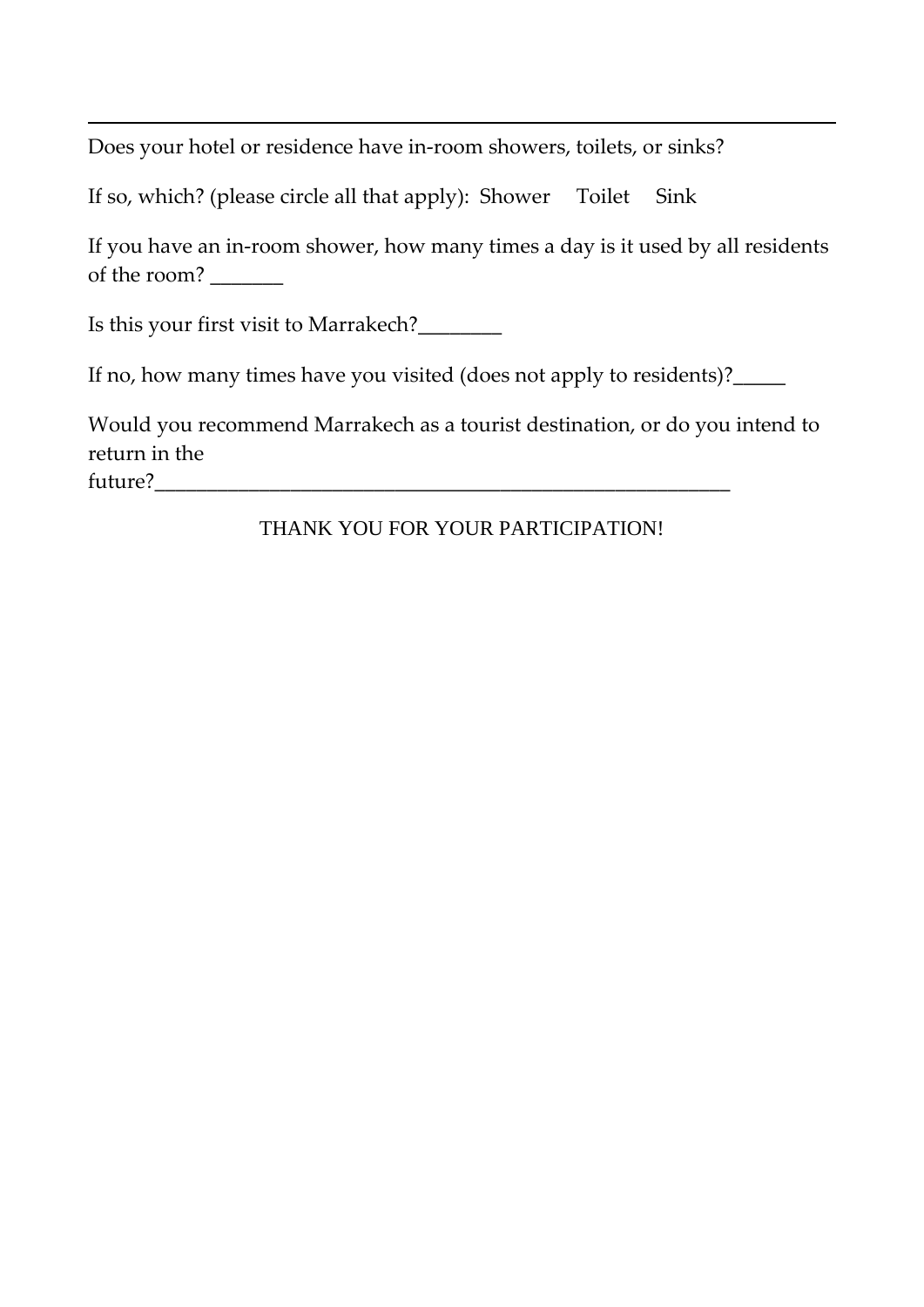---

Does your hotel or residence have in-room showers, toilets, or sinks?

If so, which? (please circle all that apply): Shower Toilet Sink

If you have an in-room shower, how many times a day is it used by all residents of the room? _______

Is this your first visit to Marrakech?________

If no, how many times have you visited (does not apply to residents)?_____

Would you recommend Marrakech as a tourist destination, or do you intend to return in the future?____________________________________________________________

THANK YOU FOR YOUR PARTICIPATION!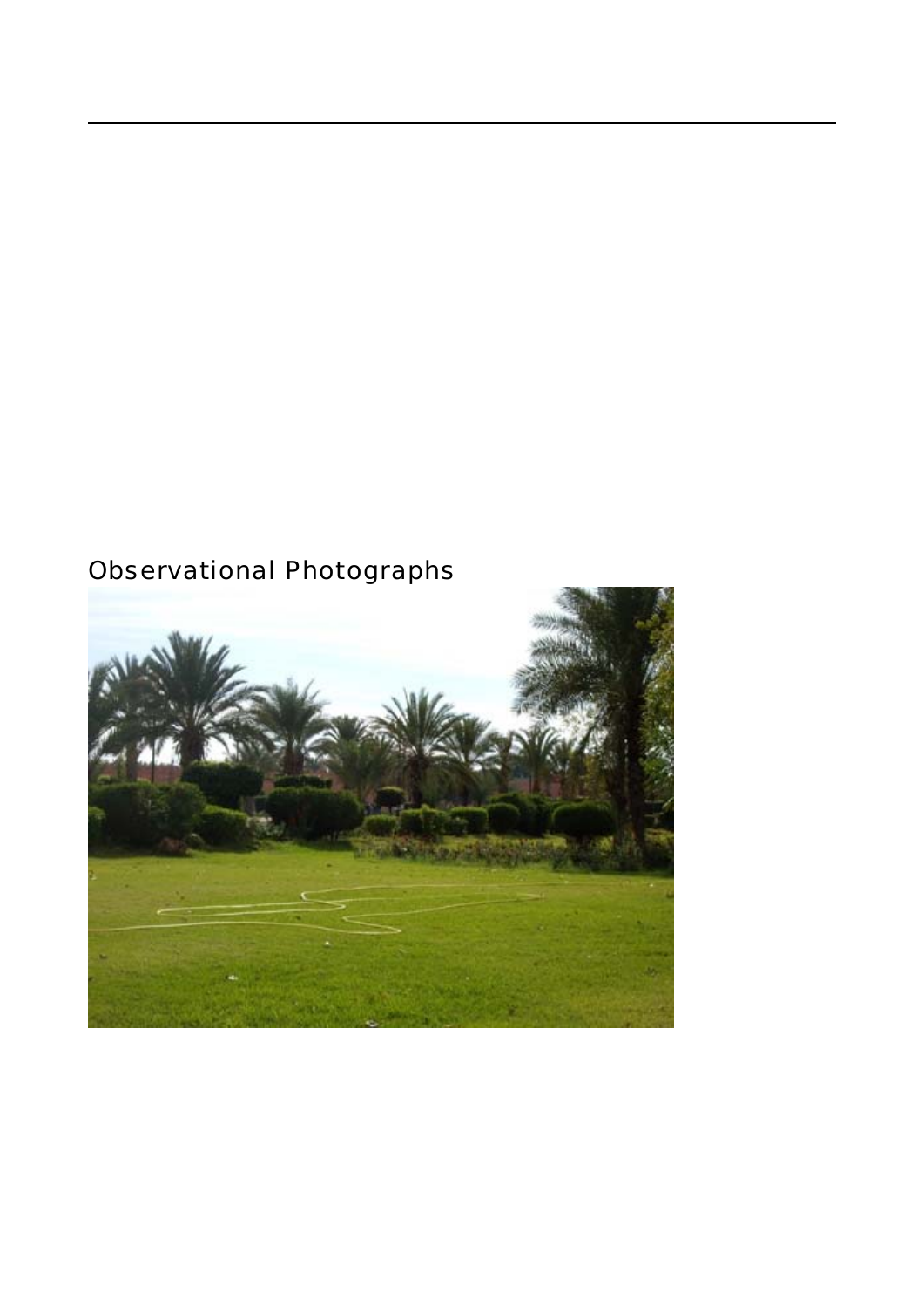Observational Photographs